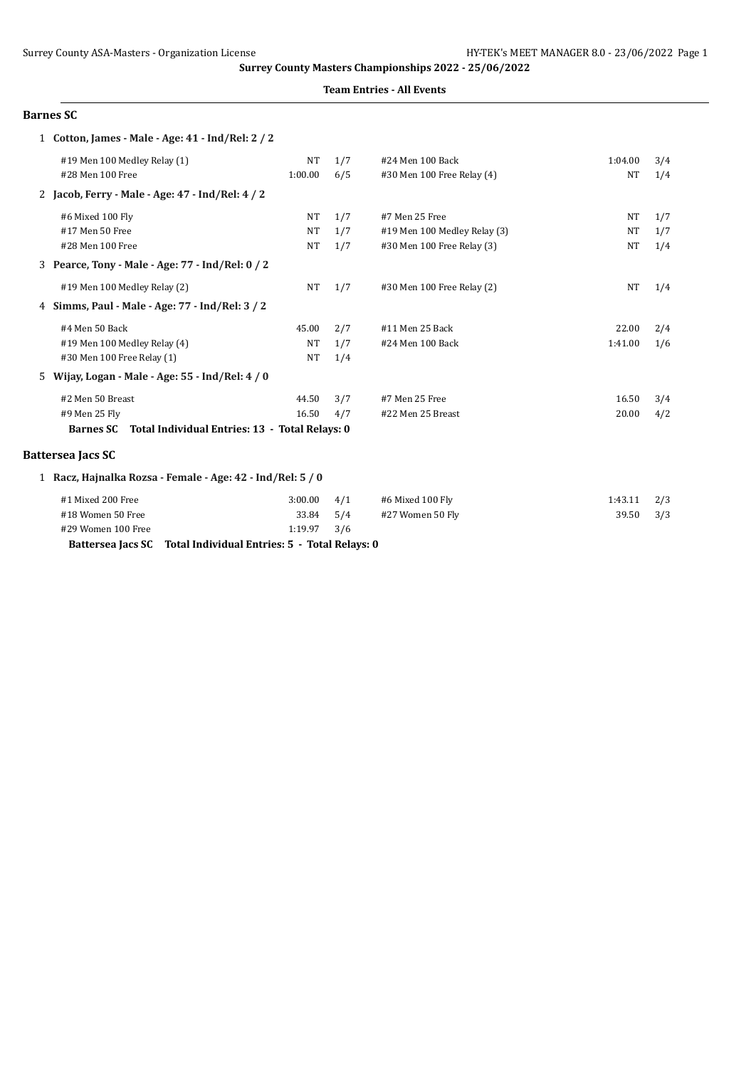**Surrey County Masters Championships 2022 - 25/06/2022**

**Team Entries - All Events**

## Barnes SC

**1 Cotton, James - Male - Age: 41 - Ind/Rel: 2 / 2**

| Event | Time | Heat/Lane | Event | Time | Heat/Lane |
|---|---|---|---|---|---|
| #19 Men 100 Medley Relay (1) | NT | 1/7 | #24 Men 100 Back | 1:04.00 | 3/4 |
| #28 Men 100 Free | 1:00.00 | 6/5 | #30 Men 100 Free Relay (4) | NT | 1/4 |

**2 Jacob, Ferry - Male - Age: 47 - Ind/Rel: 4 / 2**

| Event | Time | Heat/Lane | Event | Time | Heat/Lane |
|---|---|---|---|---|---|
| #6 Mixed 100 Fly | NT | 1/7 | #7 Men 25 Free | NT | 1/7 |
| #17 Men 50 Free | NT | 1/7 | #19 Men 100 Medley Relay (3) | NT | 1/7 |
| #28 Men 100 Free | NT | 1/7 | #30 Men 100 Free Relay (3) | NT | 1/4 |

**3 Pearce, Tony - Male - Age: 77 - Ind/Rel: 0 / 2**

| Event | Time | Heat/Lane | Event | Time | Heat/Lane |
|---|---|---|---|---|---|
| #19 Men 100 Medley Relay (2) | NT | 1/7 | #30 Men 100 Free Relay (2) | NT | 1/4 |

**4 Simms, Paul - Male - Age: 77 - Ind/Rel: 3 / 2**

| Event | Time | Heat/Lane | Event | Time | Heat/Lane |
|---|---|---|---|---|---|
| #4 Men 50 Back | 45.00 | 2/7 | #11 Men 25 Back | 22.00 | 2/4 |
| #19 Men 100 Medley Relay (4) | NT | 1/7 | #24 Men 100 Back | 1:41.00 | 1/6 |
| #30 Men 100 Free Relay (1) | NT | 1/4 | | | |

**5 Wijay, Logan - Male - Age: 55 - Ind/Rel: 4 / 0**

| Event | Time | Heat/Lane | Event | Time | Heat/Lane |
|---|---|---|---|---|---|
| #2 Men 50 Breast | 44.50 | 3/7 | #7 Men 25 Free | 16.50 | 3/4 |
| #9 Men 25 Fly | 16.50 | 4/7 | #22 Men 25 Breast | 20.00 | 4/2 |

**Barnes SC Total Individual Entries: 13 - Total Relays: 0**

## Battersea Jacs SC

**1 Racz, Hajnalka Rozsa - Female - Age: 42 - Ind/Rel: 5 / 0**

| Event | Time | Heat/Lane | Event | Time | Heat/Lane |
|---|---|---|---|---|---|
| #1 Mixed 200 Free | 3:00.00 | 4/1 | #6 Mixed 100 Fly | 1:43.11 | 2/3 |
| #18 Women 50 Free | 33.84 | 5/4 | #27 Women 50 Fly | 39.50 | 3/3 |
| #29 Women 100 Free | 1:19.97 | 3/6 | | | |

**Battersea Jacs SC Total Individual Entries: 5 - Total Relays: 0**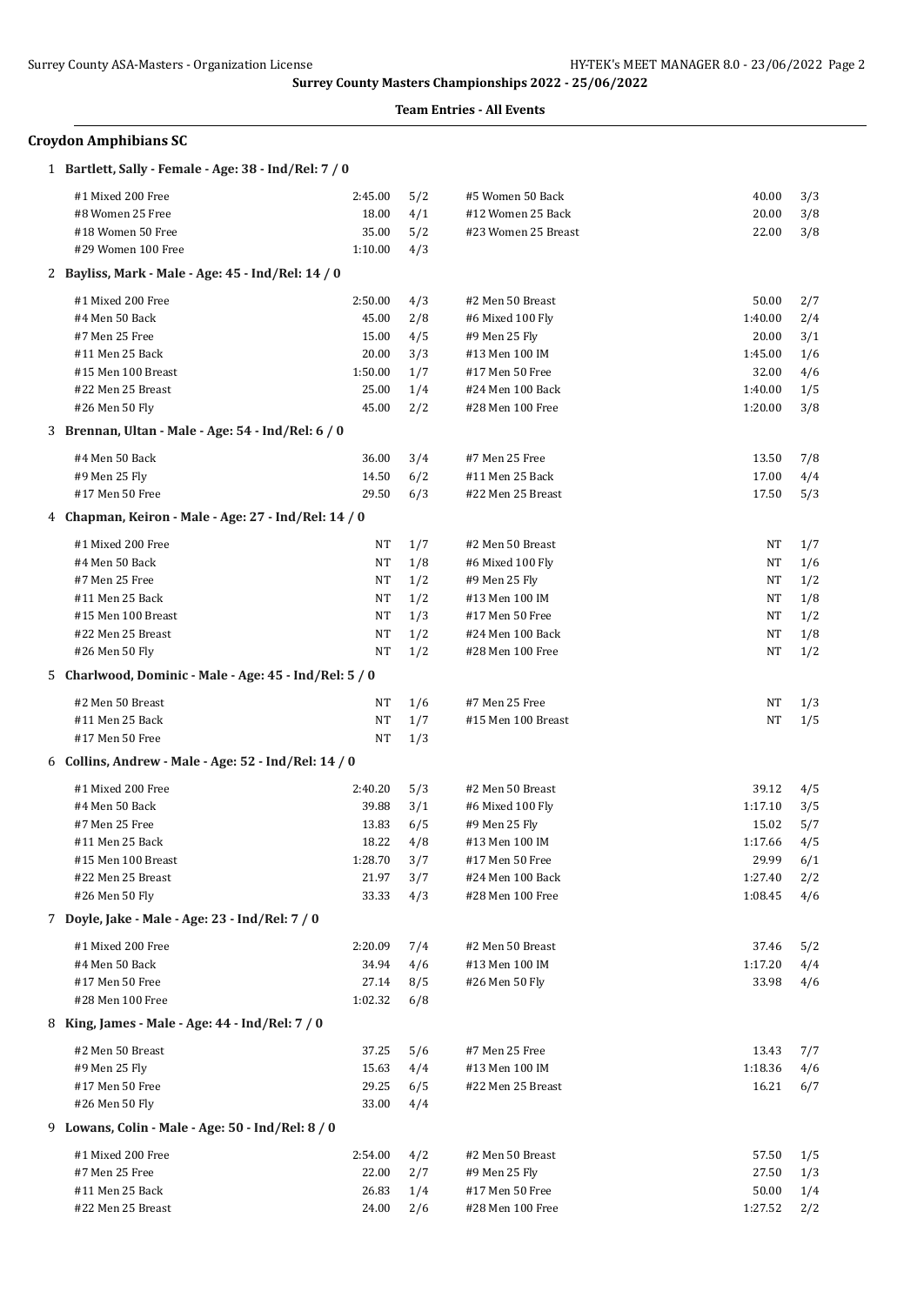**Surrey County Masters Championships 2022 - 25/06/2022**

**Team Entries - All Events**

## Croydon Amphibians SC

### 1 Bartlett, Sally - Female - Age: 38 - Ind/Rel: 7 / 0

| Event | Time | Heat/Lane | Event | Time | Heat/Lane |
|---|---|---|---|---|---|
| #1 Mixed 200 Free | 2:45.00 | 5/2 | #5 Women 50 Back | 40.00 | 3/3 |
| #8 Women 25 Free | 18.00 | 4/1 | #12 Women 25 Back | 20.00 | 3/8 |
| #18 Women 50 Free | 35.00 | 5/2 | #23 Women 25 Breast | 22.00 | 3/8 |
| #29 Women 100 Free | 1:10.00 | 4/3 | | | |

### 2 Bayliss, Mark - Male - Age: 45 - Ind/Rel: 14 / 0

| Event | Time | Heat/Lane | Event | Time | Heat/Lane |
|---|---|---|---|---|---|
| #1 Mixed 200 Free | 2:50.00 | 4/3 | #2 Men 50 Breast | 50.00 | 2/7 |
| #4 Men 50 Back | 45.00 | 2/8 | #6 Mixed 100 Fly | 1:40.00 | 2/4 |
| #7 Men 25 Free | 15.00 | 4/5 | #9 Men 25 Fly | 20.00 | 3/1 |
| #11 Men 25 Back | 20.00 | 3/3 | #13 Men 100 IM | 1:45.00 | 1/6 |
| #15 Men 100 Breast | 1:50.00 | 1/7 | #17 Men 50 Free | 32.00 | 4/6 |
| #22 Men 25 Breast | 25.00 | 1/4 | #24 Men 100 Back | 1:40.00 | 1/5 |
| #26 Men 50 Fly | 45.00 | 2/2 | #28 Men 100 Free | 1:20.00 | 3/8 |

### 3 Brennan, Ultan - Male - Age: 54 - Ind/Rel: 6 / 0

| Event | Time | Heat/Lane | Event | Time | Heat/Lane |
|---|---|---|---|---|---|
| #4 Men 50 Back | 36.00 | 3/4 | #7 Men 25 Free | 13.50 | 7/8 |
| #9 Men 25 Fly | 14.50 | 6/2 | #11 Men 25 Back | 17.00 | 4/4 |
| #17 Men 50 Free | 29.50 | 6/3 | #22 Men 25 Breast | 17.50 | 5/3 |

### 4 Chapman, Keiron - Male - Age: 27 - Ind/Rel: 14 / 0

| Event | Time | Heat/Lane | Event | Time | Heat/Lane |
|---|---|---|---|---|---|
| #1 Mixed 200 Free | NT | 1/7 | #2 Men 50 Breast | NT | 1/7 |
| #4 Men 50 Back | NT | 1/8 | #6 Mixed 100 Fly | NT | 1/6 |
| #7 Men 25 Free | NT | 1/2 | #9 Men 25 Fly | NT | 1/2 |
| #11 Men 25 Back | NT | 1/2 | #13 Men 100 IM | NT | 1/8 |
| #15 Men 100 Breast | NT | 1/3 | #17 Men 50 Free | NT | 1/2 |
| #22 Men 25 Breast | NT | 1/2 | #24 Men 100 Back | NT | 1/8 |
| #26 Men 50 Fly | NT | 1/2 | #28 Men 100 Free | NT | 1/2 |

### 5 Charlwood, Dominic - Male - Age: 45 - Ind/Rel: 5 / 0

| Event | Time | Heat/Lane | Event | Time | Heat/Lane |
|---|---|---|---|---|---|
| #2 Men 50 Breast | NT | 1/6 | #7 Men 25 Free | NT | 1/3 |
| #11 Men 25 Back | NT | 1/7 | #15 Men 100 Breast | NT | 1/5 |
| #17 Men 50 Free | NT | 1/3 | | | |

### 6 Collins, Andrew - Male - Age: 52 - Ind/Rel: 14 / 0

| Event | Time | Heat/Lane | Event | Time | Heat/Lane |
|---|---|---|---|---|---|
| #1 Mixed 200 Free | 2:40.20 | 5/3 | #2 Men 50 Breast | 39.12 | 4/5 |
| #4 Men 50 Back | 39.88 | 3/1 | #6 Mixed 100 Fly | 1:17.10 | 3/5 |
| #7 Men 25 Free | 13.83 | 6/5 | #9 Men 25 Fly | 15.02 | 5/7 |
| #11 Men 25 Back | 18.22 | 4/8 | #13 Men 100 IM | 1:17.66 | 4/5 |
| #15 Men 100 Breast | 1:28.70 | 3/7 | #17 Men 50 Free | 29.99 | 6/1 |
| #22 Men 25 Breast | 21.97 | 3/7 | #24 Men 100 Back | 1:27.40 | 2/2 |
| #26 Men 50 Fly | 33.33 | 4/3 | #28 Men 100 Free | 1:08.45 | 4/6 |

### 7 Doyle, Jake - Male - Age: 23 - Ind/Rel: 7 / 0

| Event | Time | Heat/Lane | Event | Time | Heat/Lane |
|---|---|---|---|---|---|
| #1 Mixed 200 Free | 2:20.09 | 7/4 | #2 Men 50 Breast | 37.46 | 5/2 |
| #4 Men 50 Back | 34.94 | 4/6 | #13 Men 100 IM | 1:17.20 | 4/4 |
| #17 Men 50 Free | 27.14 | 8/5 | #26 Men 50 Fly | 33.98 | 4/6 |
| #28 Men 100 Free | 1:02.32 | 6/8 | | | |

### 8 King, James - Male - Age: 44 - Ind/Rel: 7 / 0

| Event | Time | Heat/Lane | Event | Time | Heat/Lane |
|---|---|---|---|---|---|
| #2 Men 50 Breast | 37.25 | 5/6 | #7 Men 25 Free | 13.43 | 7/7 |
| #9 Men 25 Fly | 15.63 | 4/4 | #13 Men 100 IM | 1:18.36 | 4/6 |
| #17 Men 50 Free | 29.25 | 6/5 | #22 Men 25 Breast | 16.21 | 6/7 |
| #26 Men 50 Fly | 33.00 | 4/4 | | | |

### 9 Lowans, Colin - Male - Age: 50 - Ind/Rel: 8 / 0

| Event | Time | Heat/Lane | Event | Time | Heat/Lane |
|---|---|---|---|---|---|
| #1 Mixed 200 Free | 2:54.00 | 4/2 | #2 Men 50 Breast | 57.50 | 1/5 |
| #7 Men 25 Free | 22.00 | 2/7 | #9 Men 25 Fly | 27.50 | 1/3 |
| #11 Men 25 Back | 26.83 | 1/4 | #17 Men 50 Free | 50.00 | 1/4 |
| #22 Men 25 Breast | 24.00 | 2/6 | #28 Men 100 Free | 1:27.52 | 2/2 |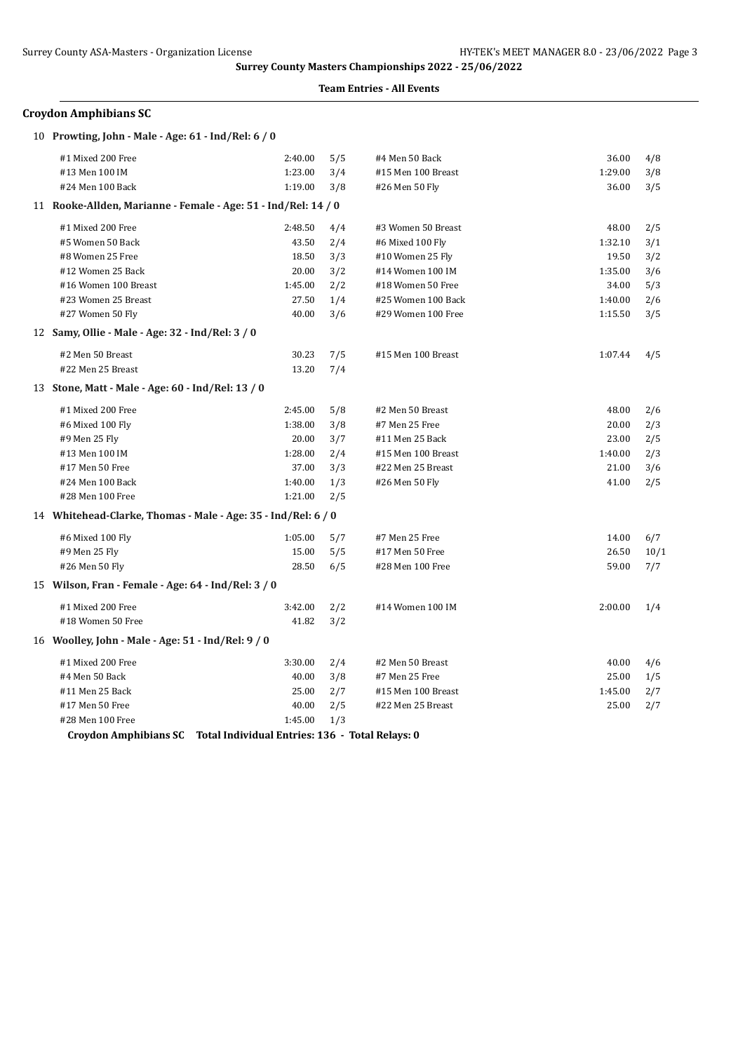**Surrey County Masters Championships 2022 - 25/06/2022**

**Team Entries - All Events**

### Croydon Amphibians SC

#### 10 Prowting, John - Male - Age: 61 - Ind/Rel: 6 / 0

| Event | Time | Heat/Lane | Event | Time | Heat/Lane |
|---|---|---|---|---|---|
| #1 Mixed 200 Free | 2:40.00 | 5/5 | #4 Men 50 Back | 36.00 | 4/8 |
| #13 Men 100 IM | 1:23.00 | 3/4 | #15 Men 100 Breast | 1:29.00 | 3/8 |
| #24 Men 100 Back | 1:19.00 | 3/8 | #26 Men 50 Fly | 36.00 | 3/5 |

#### 11 Rooke-Allden, Marianne - Female - Age: 51 - Ind/Rel: 14 / 0

| Event | Time | Heat/Lane | Event | Time | Heat/Lane |
|---|---|---|---|---|---|
| #1 Mixed 200 Free | 2:48.50 | 4/4 | #3 Women 50 Breast | 48.00 | 2/5 |
| #5 Women 50 Back | 43.50 | 2/4 | #6 Mixed 100 Fly | 1:32.10 | 3/1 |
| #8 Women 25 Free | 18.50 | 3/3 | #10 Women 25 Fly | 19.50 | 3/2 |
| #12 Women 25 Back | 20.00 | 3/2 | #14 Women 100 IM | 1:35.00 | 3/6 |
| #16 Women 100 Breast | 1:45.00 | 2/2 | #18 Women 50 Free | 34.00 | 5/3 |
| #23 Women 25 Breast | 27.50 | 1/4 | #25 Women 100 Back | 1:40.00 | 2/6 |
| #27 Women 50 Fly | 40.00 | 3/6 | #29 Women 100 Free | 1:15.50 | 3/5 |

#### 12 Samy, Ollie - Male - Age: 32 - Ind/Rel: 3 / 0

| Event | Time | Heat/Lane | Event | Time | Heat/Lane |
|---|---|---|---|---|---|
| #2 Men 50 Breast | 30.23 | 7/5 | #15 Men 100 Breast | 1:07.44 | 4/5 |
| #22 Men 25 Breast | 13.20 | 7/4 | | | |

#### 13 Stone, Matt - Male - Age: 60 - Ind/Rel: 13 / 0

| Event | Time | Heat/Lane | Event | Time | Heat/Lane |
|---|---|---|---|---|---|
| #1 Mixed 200 Free | 2:45.00 | 5/8 | #2 Men 50 Breast | 48.00 | 2/6 |
| #6 Mixed 100 Fly | 1:38.00 | 3/8 | #7 Men 25 Free | 20.00 | 2/3 |
| #9 Men 25 Fly | 20.00 | 3/7 | #11 Men 25 Back | 23.00 | 2/5 |
| #13 Men 100 IM | 1:28.00 | 2/4 | #15 Men 100 Breast | 1:40.00 | 2/3 |
| #17 Men 50 Free | 37.00 | 3/3 | #22 Men 25 Breast | 21.00 | 3/6 |
| #24 Men 100 Back | 1:40.00 | 1/3 | #26 Men 50 Fly | 41.00 | 2/5 |
| #28 Men 100 Free | 1:21.00 | 2/5 | | | |

#### 14 Whitehead-Clarke, Thomas - Male - Age: 35 - Ind/Rel: 6 / 0

| Event | Time | Heat/Lane | Event | Time | Heat/Lane |
|---|---|---|---|---|---|
| #6 Mixed 100 Fly | 1:05.00 | 5/7 | #7 Men 25 Free | 14.00 | 6/7 |
| #9 Men 25 Fly | 15.00 | 5/5 | #17 Men 50 Free | 26.50 | 10/1 |
| #26 Men 50 Fly | 28.50 | 6/5 | #28 Men 100 Free | 59.00 | 7/7 |

#### 15 Wilson, Fran - Female - Age: 64 - Ind/Rel: 3 / 0

| Event | Time | Heat/Lane | Event | Time | Heat/Lane |
|---|---|---|---|---|---|
| #1 Mixed 200 Free | 3:42.00 | 2/2 | #14 Women 100 IM | 2:00.00 | 1/4 |
| #18 Women 50 Free | 41.82 | 3/2 | | | |

#### 16 Woolley, John - Male - Age: 51 - Ind/Rel: 9 / 0

| Event | Time | Heat/Lane | Event | Time | Heat/Lane |
|---|---|---|---|---|---|
| #1 Mixed 200 Free | 3:30.00 | 2/4 | #2 Men 50 Breast | 40.00 | 4/6 |
| #4 Men 50 Back | 40.00 | 3/8 | #7 Men 25 Free | 25.00 | 1/5 |
| #11 Men 25 Back | 25.00 | 2/7 | #15 Men 100 Breast | 1:45.00 | 2/7 |
| #17 Men 50 Free | 40.00 | 2/5 | #22 Men 25 Breast | 25.00 | 2/7 |
| #28 Men 100 Free | 1:45.00 | 1/3 | | | |

**Croydon Amphibians SC Total Individual Entries: 136 - Total Relays: 0**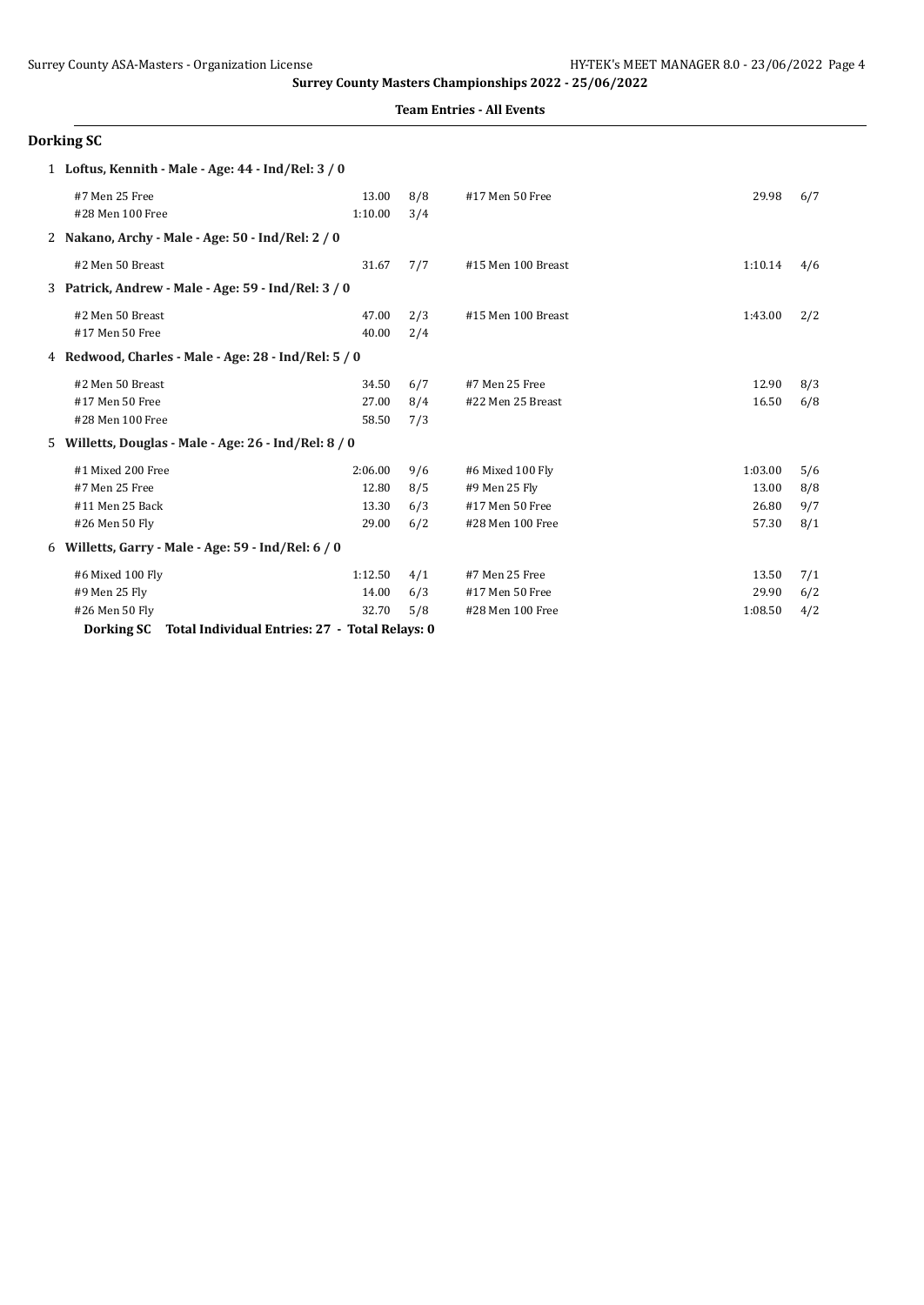**Surrey County Masters Championships 2022 - 25/06/2022**

**Team Entries - All Events**

## Dorking SC

### 1 Loftus, Kennith - Male - Age: 44 - Ind/Rel: 3 / 0

| Event | Time | Heat/Lane | Event | Time | Heat/Lane |
|---|---|---|---|---|---|
| #7 Men 25 Free | 13.00 | 8/8 | #17 Men 50 Free | 29.98 | 6/7 |
| #28 Men 100 Free | 1:10.00 | 3/4 | | | |

### 2 Nakano, Archy - Male - Age: 50 - Ind/Rel: 2 / 0

| Event | Time | Heat/Lane | Event | Time | Heat/Lane |
|---|---|---|---|---|---|
| #2 Men 50 Breast | 31.67 | 7/7 | #15 Men 100 Breast | 1:10.14 | 4/6 |

### 3 Patrick, Andrew - Male - Age: 59 - Ind/Rel: 3 / 0

| Event | Time | Heat/Lane | Event | Time | Heat/Lane |
|---|---|---|---|---|---|
| #2 Men 50 Breast | 47.00 | 2/3 | #15 Men 100 Breast | 1:43.00 | 2/2 |
| #17 Men 50 Free | 40.00 | 2/4 | | | |

### 4 Redwood, Charles - Male - Age: 28 - Ind/Rel: 5 / 0

| Event | Time | Heat/Lane | Event | Time | Heat/Lane |
|---|---|---|---|---|---|
| #2 Men 50 Breast | 34.50 | 6/7 | #7 Men 25 Free | 12.90 | 8/3 |
| #17 Men 50 Free | 27.00 | 8/4 | #22 Men 25 Breast | 16.50 | 6/8 |
| #28 Men 100 Free | 58.50 | 7/3 | | | |

### 5 Willetts, Douglas - Male - Age: 26 - Ind/Rel: 8 / 0

| Event | Time | Heat/Lane | Event | Time | Heat/Lane |
|---|---|---|---|---|---|
| #1 Mixed 200 Free | 2:06.00 | 9/6 | #6 Mixed 100 Fly | 1:03.00 | 5/6 |
| #7 Men 25 Free | 12.80 | 8/5 | #9 Men 25 Fly | 13.00 | 8/8 |
| #11 Men 25 Back | 13.30 | 6/3 | #17 Men 50 Free | 26.80 | 9/7 |
| #26 Men 50 Fly | 29.00 | 6/2 | #28 Men 100 Free | 57.30 | 8/1 |

### 6 Willetts, Garry - Male - Age: 59 - Ind/Rel: 6 / 0

| Event | Time | Heat/Lane | Event | Time | Heat/Lane |
|---|---|---|---|---|---|
| #6 Mixed 100 Fly | 1:12.50 | 4/1 | #7 Men 25 Free | 13.50 | 7/1 |
| #9 Men 25 Fly | 14.00 | 6/3 | #17 Men 50 Free | 29.90 | 6/2 |
| #26 Men 50 Fly | 32.70 | 5/8 | #28 Men 100 Free | 1:08.50 | 4/2 |

**Dorking SC Total Individual Entries: 27 - Total Relays: 0**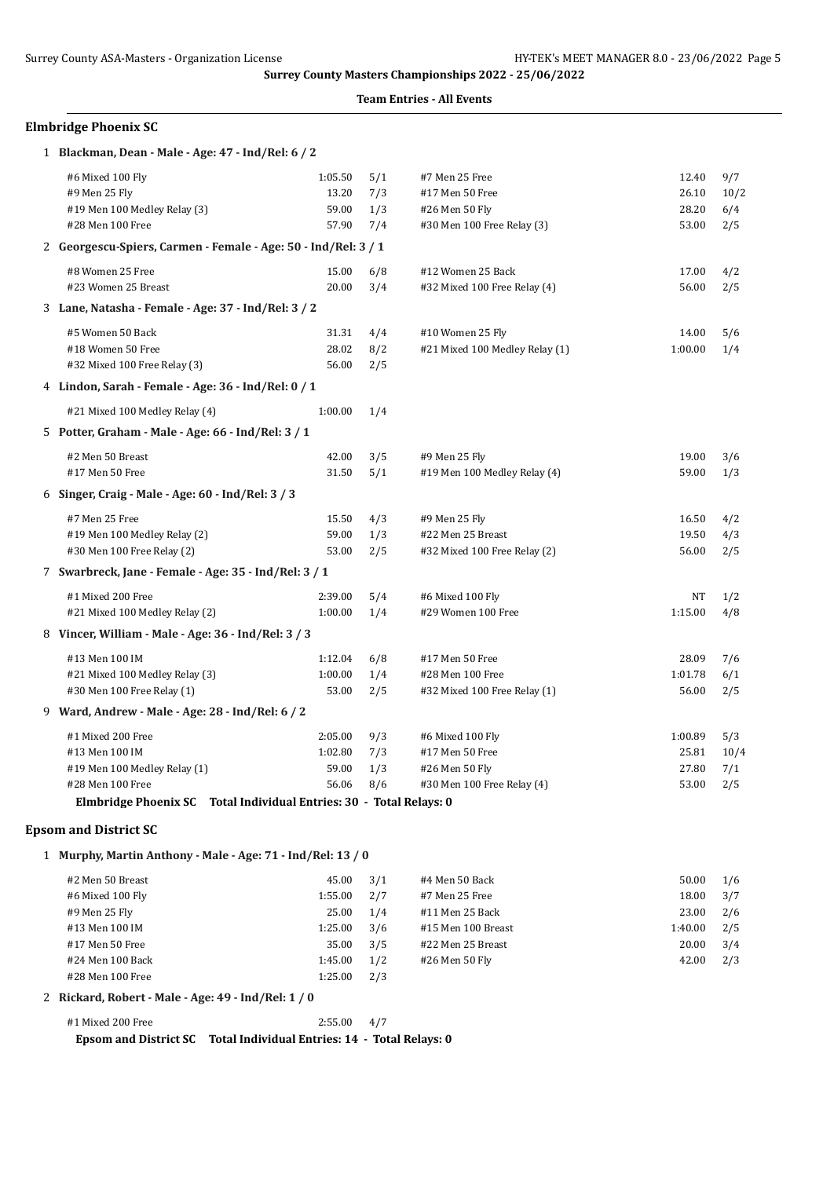**Surrey County Masters Championships 2022 - 25/06/2022**

**Team Entries - All Events**

## Elmbridge Phoenix SC

### 1 Blackman, Dean - Male - Age: 47 - Ind/Rel: 6 / 2

| Event | Time | Heat/Lane | Event | Time | Heat/Lane |
|---|---|---|---|---|---|
| #6 Mixed 100 Fly | 1:05.50 | 5/1 | #7 Men 25 Free | 12.40 | 9/7 |
| #9 Men 25 Fly | 13.20 | 7/3 | #17 Men 50 Free | 26.10 | 10/2 |
| #19 Men 100 Medley Relay (3) | 59.00 | 1/3 | #26 Men 50 Fly | 28.20 | 6/4 |
| #28 Men 100 Free | 57.90 | 7/4 | #30 Men 100 Free Relay (3) | 53.00 | 2/5 |

### 2 Georgescu-Spiers, Carmen - Female - Age: 50 - Ind/Rel: 3 / 1

| Event | Time | Heat/Lane | Event | Time | Heat/Lane |
|---|---|---|---|---|---|
| #8 Women 25 Free | 15.00 | 6/8 | #12 Women 25 Back | 17.00 | 4/2 |
| #23 Women 25 Breast | 20.00 | 3/4 | #32 Mixed 100 Free Relay (4) | 56.00 | 2/5 |

### 3 Lane, Natasha - Female - Age: 37 - Ind/Rel: 3 / 2

| Event | Time | Heat/Lane | Event | Time | Heat/Lane |
|---|---|---|---|---|---|
| #5 Women 50 Back | 31.31 | 4/4 | #10 Women 25 Fly | 14.00 | 5/6 |
| #18 Women 50 Free | 28.02 | 8/2 | #21 Mixed 100 Medley Relay (1) | 1:00.00 | 1/4 |
| #32 Mixed 100 Free Relay (3) | 56.00 | 2/5 | | | |

### 4 Lindon, Sarah - Female - Age: 36 - Ind/Rel: 0 / 1

| Event | Time | Heat/Lane |
|---|---|---|
| #21 Mixed 100 Medley Relay (4) | 1:00.00 | 1/4 |

### 5 Potter, Graham - Male - Age: 66 - Ind/Rel: 3 / 1

| Event | Time | Heat/Lane | Event | Time | Heat/Lane |
|---|---|---|---|---|---|
| #2 Men 50 Breast | 42.00 | 3/5 | #9 Men 25 Fly | 19.00 | 3/6 |
| #17 Men 50 Free | 31.50 | 5/1 | #19 Men 100 Medley Relay (4) | 59.00 | 1/3 |

### 6 Singer, Craig - Male - Age: 60 - Ind/Rel: 3 / 3

| Event | Time | Heat/Lane | Event | Time | Heat/Lane |
|---|---|---|---|---|---|
| #7 Men 25 Free | 15.50 | 4/3 | #9 Men 25 Fly | 16.50 | 4/2 |
| #19 Men 100 Medley Relay (2) | 59.00 | 1/3 | #22 Men 25 Breast | 19.50 | 4/3 |
| #30 Men 100 Free Relay (2) | 53.00 | 2/5 | #32 Mixed 100 Free Relay (2) | 56.00 | 2/5 |

### 7 Swarbreck, Jane - Female - Age: 35 - Ind/Rel: 3 / 1

| Event | Time | Heat/Lane | Event | Time | Heat/Lane |
|---|---|---|---|---|---|
| #1 Mixed 200 Free | 2:39.00 | 5/4 | #6 Mixed 100 Fly | NT | 1/2 |
| #21 Mixed 100 Medley Relay (2) | 1:00.00 | 1/4 | #29 Women 100 Free | 1:15.00 | 4/8 |

### 8 Vincer, William - Male - Age: 36 - Ind/Rel: 3 / 3

| Event | Time | Heat/Lane | Event | Time | Heat/Lane |
|---|---|---|---|---|---|
| #13 Men 100 IM | 1:12.04 | 6/8 | #17 Men 50 Free | 28.09 | 7/6 |
| #21 Mixed 100 Medley Relay (3) | 1:00.00 | 1/4 | #28 Men 100 Free | 1:01.78 | 6/1 |
| #30 Men 100 Free Relay (1) | 53.00 | 2/5 | #32 Mixed 100 Free Relay (1) | 56.00 | 2/5 |

### 9 Ward, Andrew - Male - Age: 28 - Ind/Rel: 6 / 2

| Event | Time | Heat/Lane | Event | Time | Heat/Lane |
|---|---|---|---|---|---|
| #1 Mixed 200 Free | 2:05.00 | 9/3 | #6 Mixed 100 Fly | 1:00.89 | 5/3 |
| #13 Men 100 IM | 1:02.80 | 7/3 | #17 Men 50 Free | 25.81 | 10/4 |
| #19 Men 100 Medley Relay (1) | 59.00 | 1/3 | #26 Men 50 Fly | 27.80 | 7/1 |
| #28 Men 100 Free | 56.06 | 8/6 | #30 Men 100 Free Relay (4) | 53.00 | 2/5 |

**Elmbridge Phoenix SC Total Individual Entries: 30 - Total Relays: 0**

## Epsom and District SC

### 1 Murphy, Martin Anthony - Male - Age: 71 - Ind/Rel: 13 / 0

| Event | Time | Heat/Lane | Event | Time | Heat/Lane |
|---|---|---|---|---|---|
| #2 Men 50 Breast | 45.00 | 3/1 | #4 Men 50 Back | 50.00 | 1/6 |
| #6 Mixed 100 Fly | 1:55.00 | 2/7 | #7 Men 25 Free | 18.00 | 3/7 |
| #9 Men 25 Fly | 25.00 | 1/4 | #11 Men 25 Back | 23.00 | 2/6 |
| #13 Men 100 IM | 1:25.00 | 3/6 | #15 Men 100 Breast | 1:40.00 | 2/5 |
| #17 Men 50 Free | 35.00 | 3/5 | #22 Men 25 Breast | 20.00 | 3/4 |
| #24 Men 100 Back | 1:45.00 | 1/2 | #26 Men 50 Fly | 42.00 | 2/3 |
| #28 Men 100 Free | 1:25.00 | 2/3 | | | |

### 2 Rickard, Robert - Male - Age: 49 - Ind/Rel: 1 / 0

| Event | Time | Heat/Lane |
|---|---|---|
| #1 Mixed 200 Free | 2:55.00 | 4/7 |

**Epsom and District SC Total Individual Entries: 14 - Total Relays: 0**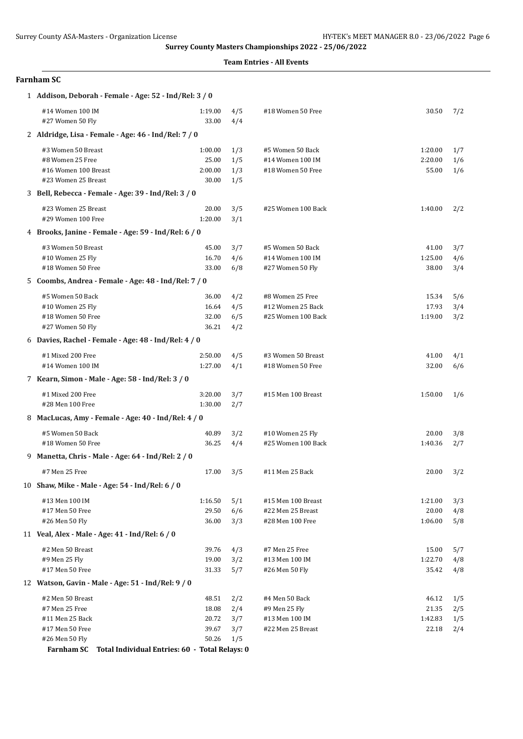**Surrey County Masters Championships 2022 - 25/06/2022**

**Team Entries - All Events**

## Farnham SC

**1 Addison, Deborah - Female - Age: 52 - Ind/Rel: 3 / 0**

| Event | Time | Heat/Lane | Event | Time | Heat/Lane |
|---|---|---|---|---|---|
| #14 Women 100 IM | 1:19.00 | 4/5 | #18 Women 50 Free | 30.50 | 7/2 |
| #27 Women 50 Fly | 33.00 | 4/4 | | | |

**2 Aldridge, Lisa - Female - Age: 46 - Ind/Rel: 7 / 0**

| Event | Time | Heat/Lane | Event | Time | Heat/Lane |
|---|---|---|---|---|---|
| #3 Women 50 Breast | 1:00.00 | 1/3 | #5 Women 50 Back | 1:20.00 | 1/7 |
| #8 Women 25 Free | 25.00 | 1/5 | #14 Women 100 IM | 2:20.00 | 1/6 |
| #16 Women 100 Breast | 2:00.00 | 1/3 | #18 Women 50 Free | 55.00 | 1/6 |
| #23 Women 25 Breast | 30.00 | 1/5 | | | |

**3 Bell, Rebecca - Female - Age: 39 - Ind/Rel: 3 / 0**

| Event | Time | Heat/Lane | Event | Time | Heat/Lane |
|---|---|---|---|---|---|
| #23 Women 25 Breast | 20.00 | 3/5 | #25 Women 100 Back | 1:40.00 | 2/2 |
| #29 Women 100 Free | 1:20.00 | 3/1 | | | |

**4 Brooks, Janine - Female - Age: 59 - Ind/Rel: 6 / 0**

| Event | Time | Heat/Lane | Event | Time | Heat/Lane |
|---|---|---|---|---|---|
| #3 Women 50 Breast | 45.00 | 3/7 | #5 Women 50 Back | 41.00 | 3/7 |
| #10 Women 25 Fly | 16.70 | 4/6 | #14 Women 100 IM | 1:25.00 | 4/6 |
| #18 Women 50 Free | 33.00 | 6/8 | #27 Women 50 Fly | 38.00 | 3/4 |

**5 Coombs, Andrea - Female - Age: 48 - Ind/Rel: 7 / 0**

| Event | Time | Heat/Lane | Event | Time | Heat/Lane |
|---|---|---|---|---|---|
| #5 Women 50 Back | 36.00 | 4/2 | #8 Women 25 Free | 15.34 | 5/6 |
| #10 Women 25 Fly | 16.64 | 4/5 | #12 Women 25 Back | 17.93 | 3/4 |
| #18 Women 50 Free | 32.00 | 6/5 | #25 Women 100 Back | 1:19.00 | 3/2 |
| #27 Women 50 Fly | 36.21 | 4/2 | | | |

**6 Davies, Rachel - Female - Age: 48 - Ind/Rel: 4 / 0**

| Event | Time | Heat/Lane | Event | Time | Heat/Lane |
|---|---|---|---|---|---|
| #1 Mixed 200 Free | 2:50.00 | 4/5 | #3 Women 50 Breast | 41.00 | 4/1 |
| #14 Women 100 IM | 1:27.00 | 4/1 | #18 Women 50 Free | 32.00 | 6/6 |

**7 Kearn, Simon - Male - Age: 58 - Ind/Rel: 3 / 0**

| Event | Time | Heat/Lane | Event | Time | Heat/Lane |
|---|---|---|---|---|---|
| #1 Mixed 200 Free | 3:20.00 | 3/7 | #15 Men 100 Breast | 1:50.00 | 1/6 |
| #28 Men 100 Free | 1:30.00 | 2/7 | | | |

**8 MacLucas, Amy - Female - Age: 40 - Ind/Rel: 4 / 0**

| Event | Time | Heat/Lane | Event | Time | Heat/Lane |
|---|---|---|---|---|---|
| #5 Women 50 Back | 40.89 | 3/2 | #10 Women 25 Fly | 20.00 | 3/8 |
| #18 Women 50 Free | 36.25 | 4/4 | #25 Women 100 Back | 1:40.36 | 2/7 |

**9 Manetta, Chris - Male - Age: 64 - Ind/Rel: 2 / 0**

| Event | Time | Heat/Lane | Event | Time | Heat/Lane |
|---|---|---|---|---|---|
| #7 Men 25 Free | 17.00 | 3/5 | #11 Men 25 Back | 20.00 | 3/2 |

**10 Shaw, Mike - Male - Age: 54 - Ind/Rel: 6 / 0**

| Event | Time | Heat/Lane | Event | Time | Heat/Lane |
|---|---|---|---|---|---|
| #13 Men 100 IM | 1:16.50 | 5/1 | #15 Men 100 Breast | 1:21.00 | 3/3 |
| #17 Men 50 Free | 29.50 | 6/6 | #22 Men 25 Breast | 20.00 | 4/8 |
| #26 Men 50 Fly | 36.00 | 3/3 | #28 Men 100 Free | 1:06.00 | 5/8 |

**11 Veal, Alex - Male - Age: 41 - Ind/Rel: 6 / 0**

| Event | Time | Heat/Lane | Event | Time | Heat/Lane |
|---|---|---|---|---|---|
| #2 Men 50 Breast | 39.76 | 4/3 | #7 Men 25 Free | 15.00 | 5/7 |
| #9 Men 25 Fly | 19.00 | 3/2 | #13 Men 100 IM | 1:22.70 | 4/8 |
| #17 Men 50 Free | 31.33 | 5/7 | #26 Men 50 Fly | 35.42 | 4/8 |

**12 Watson, Gavin - Male - Age: 51 - Ind/Rel: 9 / 0**

| Event | Time | Heat/Lane | Event | Time | Heat/Lane |
|---|---|---|---|---|---|
| #2 Men 50 Breast | 48.51 | 2/2 | #4 Men 50 Back | 46.12 | 1/5 |
| #7 Men 25 Free | 18.08 | 2/4 | #9 Men 25 Fly | 21.35 | 2/5 |
| #11 Men 25 Back | 20.72 | 3/7 | #13 Men 100 IM | 1:42.83 | 1/5 |
| #17 Men 50 Free | 39.67 | 3/7 | #22 Men 25 Breast | 22.18 | 2/4 |
| #26 Men 50 Fly | 50.26 | 1/5 | | | |

**Farnham SC Total Individual Entries: 60 - Total Relays: 0**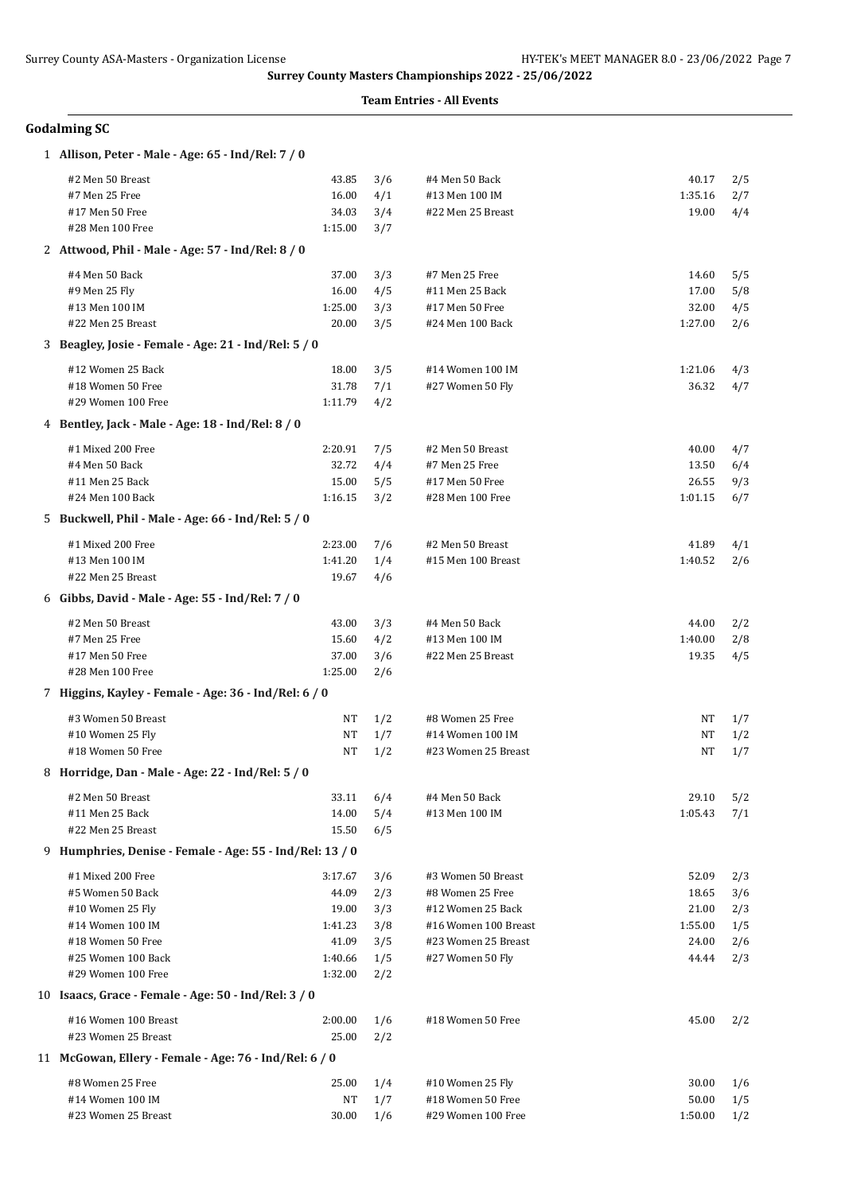**Surrey County Masters Championships 2022 - 25/06/2022**

**Team Entries - All Events**

## Godalming SC

### 1 Allison, Peter - Male - Age: 65 - Ind/Rel: 7 / 0

| Event | Time | Heat/Lane | Event | Time | Heat/Lane |
|---|---|---|---|---|---|
| #2 Men 50 Breast | 43.85 | 3/6 | #4 Men 50 Back | 40.17 | 2/5 |
| #7 Men 25 Free | 16.00 | 4/1 | #13 Men 100 IM | 1:35.16 | 2/7 |
| #17 Men 50 Free | 34.03 | 3/4 | #22 Men 25 Breast | 19.00 | 4/4 |
| #28 Men 100 Free | 1:15.00 | 3/7 | | | |

### 2 Attwood, Phil - Male - Age: 57 - Ind/Rel: 8 / 0

| Event | Time | Heat/Lane | Event | Time | Heat/Lane |
|---|---|---|---|---|---|
| #4 Men 50 Back | 37.00 | 3/3 | #7 Men 25 Free | 14.60 | 5/5 |
| #9 Men 25 Fly | 16.00 | 4/5 | #11 Men 25 Back | 17.00 | 5/8 |
| #13 Men 100 IM | 1:25.00 | 3/3 | #17 Men 50 Free | 32.00 | 4/5 |
| #22 Men 25 Breast | 20.00 | 3/5 | #24 Men 100 Back | 1:27.00 | 2/6 |

### 3 Beagley, Josie - Female - Age: 21 - Ind/Rel: 5 / 0

| Event | Time | Heat/Lane | Event | Time | Heat/Lane |
|---|---|---|---|---|---|
| #12 Women 25 Back | 18.00 | 3/5 | #14 Women 100 IM | 1:21.06 | 4/3 |
| #18 Women 50 Free | 31.78 | 7/1 | #27 Women 50 Fly | 36.32 | 4/7 |
| #29 Women 100 Free | 1:11.79 | 4/2 | | | |

### 4 Bentley, Jack - Male - Age: 18 - Ind/Rel: 8 / 0

| Event | Time | Heat/Lane | Event | Time | Heat/Lane |
|---|---|---|---|---|---|
| #1 Mixed 200 Free | 2:20.91 | 7/5 | #2 Men 50 Breast | 40.00 | 4/7 |
| #4 Men 50 Back | 32.72 | 4/4 | #7 Men 25 Free | 13.50 | 6/4 |
| #11 Men 25 Back | 15.00 | 5/5 | #17 Men 50 Free | 26.55 | 9/3 |
| #24 Men 100 Back | 1:16.15 | 3/2 | #28 Men 100 Free | 1:01.15 | 6/7 |

### 5 Buckwell, Phil - Male - Age: 66 - Ind/Rel: 5 / 0

| Event | Time | Heat/Lane | Event | Time | Heat/Lane |
|---|---|---|---|---|---|
| #1 Mixed 200 Free | 2:23.00 | 7/6 | #2 Men 50 Breast | 41.89 | 4/1 |
| #13 Men 100 IM | 1:41.20 | 1/4 | #15 Men 100 Breast | 1:40.52 | 2/6 |
| #22 Men 25 Breast | 19.67 | 4/6 | | | |

### 6 Gibbs, David - Male - Age: 55 - Ind/Rel: 7 / 0

| Event | Time | Heat/Lane | Event | Time | Heat/Lane |
|---|---|---|---|---|---|
| #2 Men 50 Breast | 43.00 | 3/3 | #4 Men 50 Back | 44.00 | 2/2 |
| #7 Men 25 Free | 15.60 | 4/2 | #13 Men 100 IM | 1:40.00 | 2/8 |
| #17 Men 50 Free | 37.00 | 3/6 | #22 Men 25 Breast | 19.35 | 4/5 |
| #28 Men 100 Free | 1:25.00 | 2/6 | | | |

### 7 Higgins, Kayley - Female - Age: 36 - Ind/Rel: 6 / 0

| Event | Time | Heat/Lane | Event | Time | Heat/Lane |
|---|---|---|---|---|---|
| #3 Women 50 Breast | NT | 1/2 | #8 Women 25 Free | NT | 1/7 |
| #10 Women 25 Fly | NT | 1/7 | #14 Women 100 IM | NT | 1/2 |
| #18 Women 50 Free | NT | 1/2 | #23 Women 25 Breast | NT | 1/7 |

### 8 Horridge, Dan - Male - Age: 22 - Ind/Rel: 5 / 0

| Event | Time | Heat/Lane | Event | Time | Heat/Lane |
|---|---|---|---|---|---|
| #2 Men 50 Breast | 33.11 | 6/4 | #4 Men 50 Back | 29.10 | 5/2 |
| #11 Men 25 Back | 14.00 | 5/4 | #13 Men 100 IM | 1:05.43 | 7/1 |
| #22 Men 25 Breast | 15.50 | 6/5 | | | |

### 9 Humphries, Denise - Female - Age: 55 - Ind/Rel: 13 / 0

| Event | Time | Heat/Lane | Event | Time | Heat/Lane |
|---|---|---|---|---|---|
| #1 Mixed 200 Free | 3:17.67 | 3/6 | #3 Women 50 Breast | 52.09 | 2/3 |
| #5 Women 50 Back | 44.09 | 2/3 | #8 Women 25 Free | 18.65 | 3/6 |
| #10 Women 25 Fly | 19.00 | 3/3 | #12 Women 25 Back | 21.00 | 2/3 |
| #14 Women 100 IM | 1:41.23 | 3/8 | #16 Women 100 Breast | 1:55.00 | 1/5 |
| #18 Women 50 Free | 41.09 | 3/5 | #23 Women 25 Breast | 24.00 | 2/6 |
| #25 Women 100 Back | 1:40.66 | 1/5 | #27 Women 50 Fly | 44.44 | 2/3 |
| #29 Women 100 Free | 1:32.00 | 2/2 | | | |

### 10 Isaacs, Grace - Female - Age: 50 - Ind/Rel: 3 / 0

| Event | Time | Heat/Lane | Event | Time | Heat/Lane |
|---|---|---|---|---|---|
| #16 Women 100 Breast | 2:00.00 | 1/6 | #18 Women 50 Free | 45.00 | 2/2 |
| #23 Women 25 Breast | 25.00 | 2/2 | | | |

### 11 McGowan, Ellery - Female - Age: 76 - Ind/Rel: 6 / 0

| Event | Time | Heat/Lane | Event | Time | Heat/Lane |
|---|---|---|---|---|---|
| #8 Women 25 Free | 25.00 | 1/4 | #10 Women 25 Fly | 30.00 | 1/6 |
| #14 Women 100 IM | NT | 1/7 | #18 Women 50 Free | 50.00 | 1/5 |
| #23 Women 25 Breast | 30.00 | 1/6 | #29 Women 100 Free | 1:50.00 | 1/2 |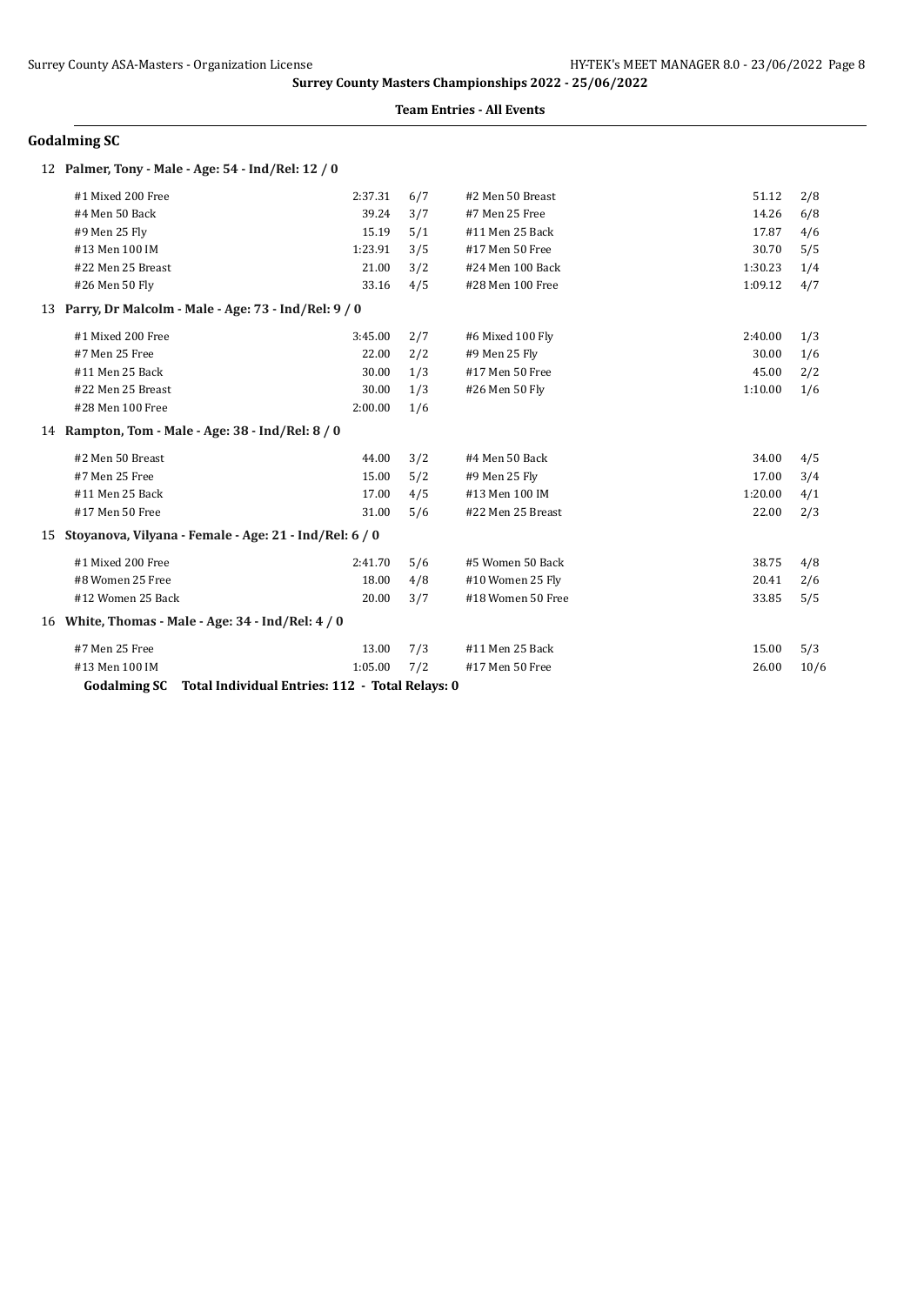**Surrey County Masters Championships 2022 - 25/06/2022**

**Team Entries - All Events**

## Godalming SC

### 12 Palmer, Tony - Male - Age: 54 - Ind/Rel: 12 / 0

| Event | Time | Heat/Lane | Event | Time | Heat/Lane |
|---|---|---|---|---|---|
| #1 Mixed 200 Free | 2:37.31 | 6/7 | #2 Men 50 Breast | 51.12 | 2/8 |
| #4 Men 50 Back | 39.24 | 3/7 | #7 Men 25 Free | 14.26 | 6/8 |
| #9 Men 25 Fly | 15.19 | 5/1 | #11 Men 25 Back | 17.87 | 4/6 |
| #13 Men 100 IM | 1:23.91 | 3/5 | #17 Men 50 Free | 30.70 | 5/5 |
| #22 Men 25 Breast | 21.00 | 3/2 | #24 Men 100 Back | 1:30.23 | 1/4 |
| #26 Men 50 Fly | 33.16 | 4/5 | #28 Men 100 Free | 1:09.12 | 4/7 |

### 13 Parry, Dr Malcolm - Male - Age: 73 - Ind/Rel: 9 / 0

| Event | Time | Heat/Lane | Event | Time | Heat/Lane |
|---|---|---|---|---|---|
| #1 Mixed 200 Free | 3:45.00 | 2/7 | #6 Mixed 100 Fly | 2:40.00 | 1/3 |
| #7 Men 25 Free | 22.00 | 2/2 | #9 Men 25 Fly | 30.00 | 1/6 |
| #11 Men 25 Back | 30.00 | 1/3 | #17 Men 50 Free | 45.00 | 2/2 |
| #22 Men 25 Breast | 30.00 | 1/3 | #26 Men 50 Fly | 1:10.00 | 1/6 |
| #28 Men 100 Free | 2:00.00 | 1/6 | | | |

### 14 Rampton, Tom - Male - Age: 38 - Ind/Rel: 8 / 0

| Event | Time | Heat/Lane | Event | Time | Heat/Lane |
|---|---|---|---|---|---|
| #2 Men 50 Breast | 44.00 | 3/2 | #4 Men 50 Back | 34.00 | 4/5 |
| #7 Men 25 Free | 15.00 | 5/2 | #9 Men 25 Fly | 17.00 | 3/4 |
| #11 Men 25 Back | 17.00 | 4/5 | #13 Men 100 IM | 1:20.00 | 4/1 |
| #17 Men 50 Free | 31.00 | 5/6 | #22 Men 25 Breast | 22.00 | 2/3 |

### 15 Stoyanova, Vilyana - Female - Age: 21 - Ind/Rel: 6 / 0

| Event | Time | Heat/Lane | Event | Time | Heat/Lane |
|---|---|---|---|---|---|
| #1 Mixed 200 Free | 2:41.70 | 5/6 | #5 Women 50 Back | 38.75 | 4/8 |
| #8 Women 25 Free | 18.00 | 4/8 | #10 Women 25 Fly | 20.41 | 2/6 |
| #12 Women 25 Back | 20.00 | 3/7 | #18 Women 50 Free | 33.85 | 5/5 |

### 16 White, Thomas - Male - Age: 34 - Ind/Rel: 4 / 0

| Event | Time | Heat/Lane | Event | Time | Heat/Lane |
|---|---|---|---|---|---|
| #7 Men 25 Free | 13.00 | 7/3 | #11 Men 25 Back | 15.00 | 5/3 |
| #13 Men 100 IM | 1:05.00 | 7/2 | #17 Men 50 Free | 26.00 | 10/6 |

**Godalming SC Total Individual Entries: 112 - Total Relays: 0**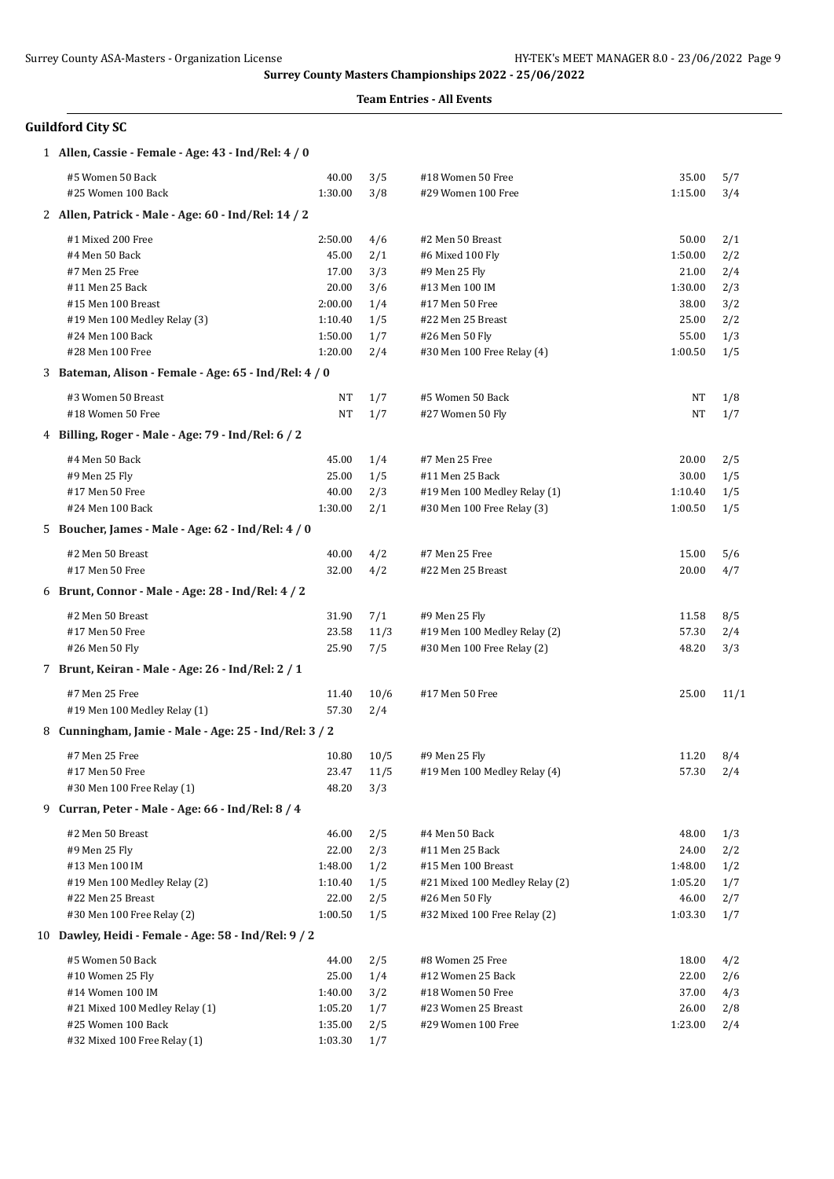**Surrey County Masters Championships 2022 - 25/06/2022**

**Team Entries - All Events**

## Guildford City SC

### 1 Allen, Cassie - Female - Age: 43 - Ind/Rel: 4 / 0

| Event | Time | Heat/Lane | Event | Time | Heat/Lane |
|---|---|---|---|---|---|
| #5 Women 50 Back | 40.00 | 3/5 | #18 Women 50 Free | 35.00 | 5/7 |
| #25 Women 100 Back | 1:30.00 | 3/8 | #29 Women 100 Free | 1:15.00 | 3/4 |

### 2 Allen, Patrick - Male - Age: 60 - Ind/Rel: 14 / 2

| Event | Time | Heat/Lane | Event | Time | Heat/Lane |
|---|---|---|---|---|---|
| #1 Mixed 200 Free | 2:50.00 | 4/6 | #2 Men 50 Breast | 50.00 | 2/1 |
| #4 Men 50 Back | 45.00 | 2/1 | #6 Mixed 100 Fly | 1:50.00 | 2/2 |
| #7 Men 25 Free | 17.00 | 3/3 | #9 Men 25 Fly | 21.00 | 2/4 |
| #11 Men 25 Back | 20.00 | 3/6 | #13 Men 100 IM | 1:30.00 | 2/3 |
| #15 Men 100 Breast | 2:00.00 | 1/4 | #17 Men 50 Free | 38.00 | 3/2 |
| #19 Men 100 Medley Relay (3) | 1:10.40 | 1/5 | #22 Men 25 Breast | 25.00 | 2/2 |
| #24 Men 100 Back | 1:50.00 | 1/7 | #26 Men 50 Fly | 55.00 | 1/3 |
| #28 Men 100 Free | 1:20.00 | 2/4 | #30 Men 100 Free Relay (4) | 1:00.50 | 1/5 |

### 3 Bateman, Alison - Female - Age: 65 - Ind/Rel: 4 / 0

| Event | Time | Heat/Lane | Event | Time | Heat/Lane |
|---|---|---|---|---|---|
| #3 Women 50 Breast | NT | 1/7 | #5 Women 50 Back | NT | 1/8 |
| #18 Women 50 Free | NT | 1/7 | #27 Women 50 Fly | NT | 1/7 |

### 4 Billing, Roger - Male - Age: 79 - Ind/Rel: 6 / 2

| Event | Time | Heat/Lane | Event | Time | Heat/Lane |
|---|---|---|---|---|---|
| #4 Men 50 Back | 45.00 | 1/4 | #7 Men 25 Free | 20.00 | 2/5 |
| #9 Men 25 Fly | 25.00 | 1/5 | #11 Men 25 Back | 30.00 | 1/5 |
| #17 Men 50 Free | 40.00 | 2/3 | #19 Men 100 Medley Relay (1) | 1:10.40 | 1/5 |
| #24 Men 100 Back | 1:30.00 | 2/1 | #30 Men 100 Free Relay (3) | 1:00.50 | 1/5 |

### 5 Boucher, James - Male - Age: 62 - Ind/Rel: 4 / 0

| Event | Time | Heat/Lane | Event | Time | Heat/Lane |
|---|---|---|---|---|---|
| #2 Men 50 Breast | 40.00 | 4/2 | #7 Men 25 Free | 15.00 | 5/6 |
| #17 Men 50 Free | 32.00 | 4/2 | #22 Men 25 Breast | 20.00 | 4/7 |

### 6 Brunt, Connor - Male - Age: 28 - Ind/Rel: 4 / 2

| Event | Time | Heat/Lane | Event | Time | Heat/Lane |
|---|---|---|---|---|---|
| #2 Men 50 Breast | 31.90 | 7/1 | #9 Men 25 Fly | 11.58 | 8/5 |
| #17 Men 50 Free | 23.58 | 11/3 | #19 Men 100 Medley Relay (2) | 57.30 | 2/4 |
| #26 Men 50 Fly | 25.90 | 7/5 | #30 Men 100 Free Relay (2) | 48.20 | 3/3 |

### 7 Brunt, Keiran - Male - Age: 26 - Ind/Rel: 2 / 1

| Event | Time | Heat/Lane | Event | Time | Heat/Lane |
|---|---|---|---|---|---|
| #7 Men 25 Free | 11.40 | 10/6 | #17 Men 50 Free | 25.00 | 11/1 |
| #19 Men 100 Medley Relay (1) | 57.30 | 2/4 | | | |

### 8 Cunningham, Jamie - Male - Age: 25 - Ind/Rel: 3 / 2

| Event | Time | Heat/Lane | Event | Time | Heat/Lane |
|---|---|---|---|---|---|
| #7 Men 25 Free | 10.80 | 10/5 | #9 Men 25 Fly | 11.20 | 8/4 |
| #17 Men 50 Free | 23.47 | 11/5 | #19 Men 100 Medley Relay (4) | 57.30 | 2/4 |
| #30 Men 100 Free Relay (1) | 48.20 | 3/3 | | | |

### 9 Curran, Peter - Male - Age: 66 - Ind/Rel: 8 / 4

| Event | Time | Heat/Lane | Event | Time | Heat/Lane |
|---|---|---|---|---|---|
| #2 Men 50 Breast | 46.00 | 2/5 | #4 Men 50 Back | 48.00 | 1/3 |
| #9 Men 25 Fly | 22.00 | 2/3 | #11 Men 25 Back | 24.00 | 2/2 |
| #13 Men 100 IM | 1:48.00 | 1/2 | #15 Men 100 Breast | 1:48.00 | 1/2 |
| #19 Men 100 Medley Relay (2) | 1:10.40 | 1/5 | #21 Mixed 100 Medley Relay (2) | 1:05.20 | 1/7 |
| #22 Men 25 Breast | 22.00 | 2/5 | #26 Men 50 Fly | 46.00 | 2/7 |
| #30 Men 100 Free Relay (2) | 1:00.50 | 1/5 | #32 Mixed 100 Free Relay (2) | 1:03.30 | 1/7 |

### 10 Dawley, Heidi - Female - Age: 58 - Ind/Rel: 9 / 2

| Event | Time | Heat/Lane | Event | Time | Heat/Lane |
|---|---|---|---|---|---|
| #5 Women 50 Back | 44.00 | 2/5 | #8 Women 25 Free | 18.00 | 4/2 |
| #10 Women 25 Fly | 25.00 | 1/4 | #12 Women 25 Back | 22.00 | 2/6 |
| #14 Women 100 IM | 1:40.00 | 3/2 | #18 Women 50 Free | 37.00 | 4/3 |
| #21 Mixed 100 Medley Relay (1) | 1:05.20 | 1/7 | #23 Women 25 Breast | 26.00 | 2/8 |
| #25 Women 100 Back | 1:35.00 | 2/5 | #29 Women 100 Free | 1:23.00 | 2/4 |
| #32 Mixed 100 Free Relay (1) | 1:03.30 | 1/7 | | | |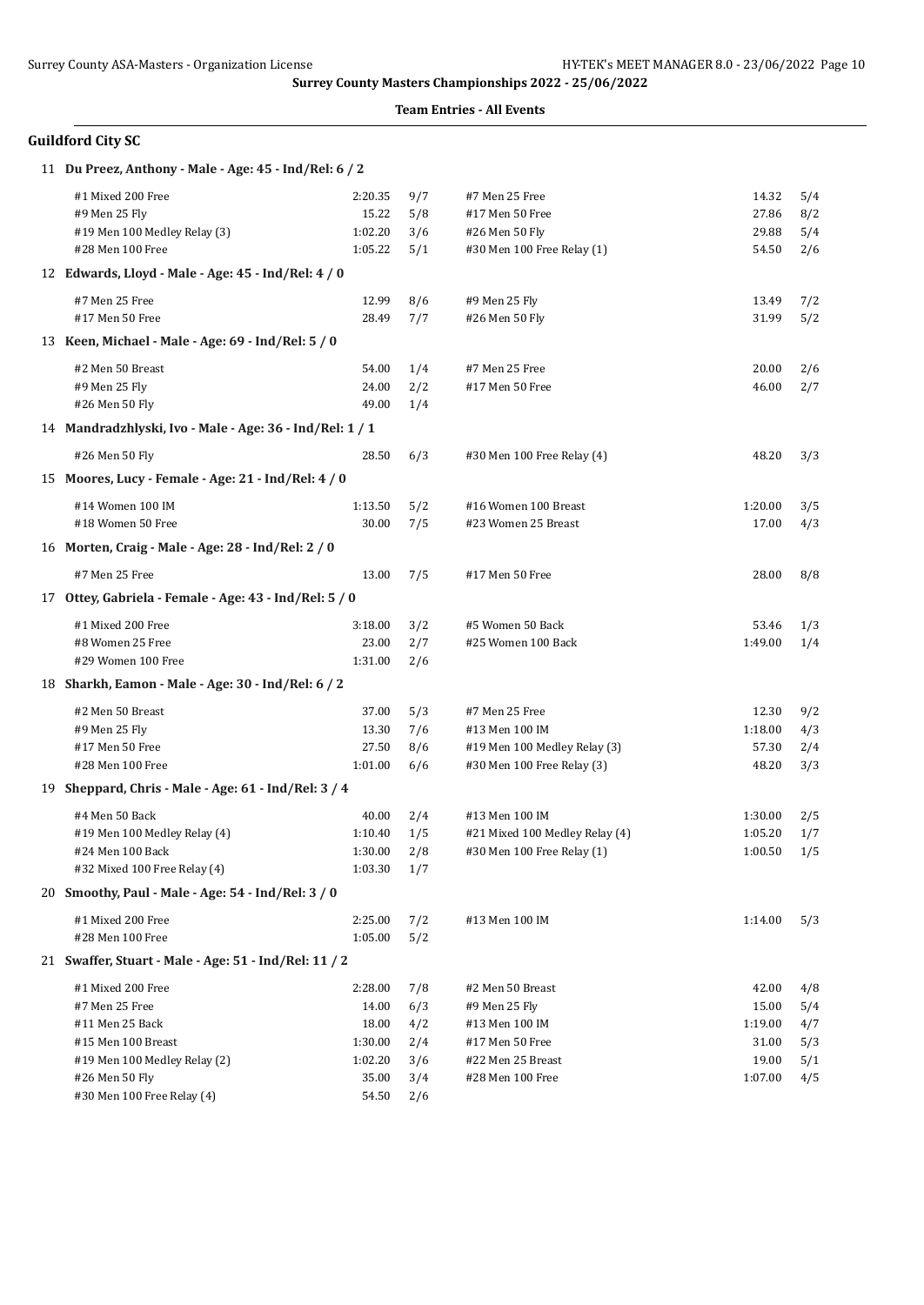**Surrey County Masters Championships 2022 - 25/06/2022**

**Team Entries - All Events**

## Guildford City SC

### 11 Du Preez, Anthony - Male - Age: 45 - Ind/Rel: 6 / 2

| Event | Time | Heat/Lane | Event | Time | Heat/Lane |
|---|---|---|---|---|---|
| #1 Mixed 200 Free | 2:20.35 | 9/7 | #7 Men 25 Free | 14.32 | 5/4 |
| #9 Men 25 Fly | 15.22 | 5/8 | #17 Men 50 Free | 27.86 | 8/2 |
| #19 Men 100 Medley Relay (3) | 1:02.20 | 3/6 | #26 Men 50 Fly | 29.88 | 5/4 |
| #28 Men 100 Free | 1:05.22 | 5/1 | #30 Men 100 Free Relay (1) | 54.50 | 2/6 |

### 12 Edwards, Lloyd - Male - Age: 45 - Ind/Rel: 4 / 0

| Event | Time | Heat/Lane | Event | Time | Heat/Lane |
|---|---|---|---|---|---|
| #7 Men 25 Free | 12.99 | 8/6 | #9 Men 25 Fly | 13.49 | 7/2 |
| #17 Men 50 Free | 28.49 | 7/7 | #26 Men 50 Fly | 31.99 | 5/2 |

### 13 Keen, Michael - Male - Age: 69 - Ind/Rel: 5 / 0

| Event | Time | Heat/Lane | Event | Time | Heat/Lane |
|---|---|---|---|---|---|
| #2 Men 50 Breast | 54.00 | 1/4 | #7 Men 25 Free | 20.00 | 2/6 |
| #9 Men 25 Fly | 24.00 | 2/2 | #17 Men 50 Free | 46.00 | 2/7 |
| #26 Men 50 Fly | 49.00 | 1/4 | | | |

### 14 Mandradzhlyski, Ivo - Male - Age: 36 - Ind/Rel: 1 / 1

| Event | Time | Heat/Lane | Event | Time | Heat/Lane |
|---|---|---|---|---|---|
| #26 Men 50 Fly | 28.50 | 6/3 | #30 Men 100 Free Relay (4) | 48.20 | 3/3 |

### 15 Moores, Lucy - Female - Age: 21 - Ind/Rel: 4 / 0

| Event | Time | Heat/Lane | Event | Time | Heat/Lane |
|---|---|---|---|---|---|
| #14 Women 100 IM | 1:13.50 | 5/2 | #16 Women 100 Breast | 1:20.00 | 3/5 |
| #18 Women 50 Free | 30.00 | 7/5 | #23 Women 25 Breast | 17.00 | 4/3 |

### 16 Morten, Craig - Male - Age: 28 - Ind/Rel: 2 / 0

| Event | Time | Heat/Lane | Event | Time | Heat/Lane |
|---|---|---|---|---|---|
| #7 Men 25 Free | 13.00 | 7/5 | #17 Men 50 Free | 28.00 | 8/8 |

### 17 Ottey, Gabriela - Female - Age: 43 - Ind/Rel: 5 / 0

| Event | Time | Heat/Lane | Event | Time | Heat/Lane |
|---|---|---|---|---|---|
| #1 Mixed 200 Free | 3:18.00 | 3/2 | #5 Women 50 Back | 53.46 | 1/3 |
| #8 Women 25 Free | 23.00 | 2/7 | #25 Women 100 Back | 1:49.00 | 1/4 |
| #29 Women 100 Free | 1:31.00 | 2/6 | | | |

### 18 Sharkh, Eamon - Male - Age: 30 - Ind/Rel: 6 / 2

| Event | Time | Heat/Lane | Event | Time | Heat/Lane |
|---|---|---|---|---|---|
| #2 Men 50 Breast | 37.00 | 5/3 | #7 Men 25 Free | 12.30 | 9/2 |
| #9 Men 25 Fly | 13.30 | 7/6 | #13 Men 100 IM | 1:18.00 | 4/3 |
| #17 Men 50 Free | 27.50 | 8/6 | #19 Men 100 Medley Relay (3) | 57.30 | 2/4 |
| #28 Men 100 Free | 1:01.00 | 6/6 | #30 Men 100 Free Relay (3) | 48.20 | 3/3 |

### 19 Sheppard, Chris - Male - Age: 61 - Ind/Rel: 3 / 4

| Event | Time | Heat/Lane | Event | Time | Heat/Lane |
|---|---|---|---|---|---|
| #4 Men 50 Back | 40.00 | 2/4 | #13 Men 100 IM | 1:30.00 | 2/5 |
| #19 Men 100 Medley Relay (4) | 1:10.40 | 1/5 | #21 Mixed 100 Medley Relay (4) | 1:05.20 | 1/7 |
| #24 Men 100 Back | 1:30.00 | 2/8 | #30 Men 100 Free Relay (1) | 1:00.50 | 1/5 |
| #32 Mixed 100 Free Relay (4) | 1:03.30 | 1/7 | | | |

### 20 Smoothy, Paul - Male - Age: 54 - Ind/Rel: 3 / 0

| Event | Time | Heat/Lane | Event | Time | Heat/Lane |
|---|---|---|---|---|---|
| #1 Mixed 200 Free | 2:25.00 | 7/2 | #13 Men 100 IM | 1:14.00 | 5/3 |
| #28 Men 100 Free | 1:05.00 | 5/2 | | | |

### 21 Swaffer, Stuart - Male - Age: 51 - Ind/Rel: 11 / 2

| Event | Time | Heat/Lane | Event | Time | Heat/Lane |
|---|---|---|---|---|---|
| #1 Mixed 200 Free | 2:28.00 | 7/8 | #2 Men 50 Breast | 42.00 | 4/8 |
| #7 Men 25 Free | 14.00 | 6/3 | #9 Men 25 Fly | 15.00 | 5/4 |
| #11 Men 25 Back | 18.00 | 4/2 | #13 Men 100 IM | 1:19.00 | 4/7 |
| #15 Men 100 Breast | 1:30.00 | 2/4 | #17 Men 50 Free | 31.00 | 5/3 |
| #19 Men 100 Medley Relay (2) | 1:02.20 | 3/6 | #22 Men 25 Breast | 19.00 | 5/1 |
| #26 Men 50 Fly | 35.00 | 3/4 | #28 Men 100 Free | 1:07.00 | 4/5 |
| #30 Men 100 Free Relay (4) | 54.50 | 2/6 | | | |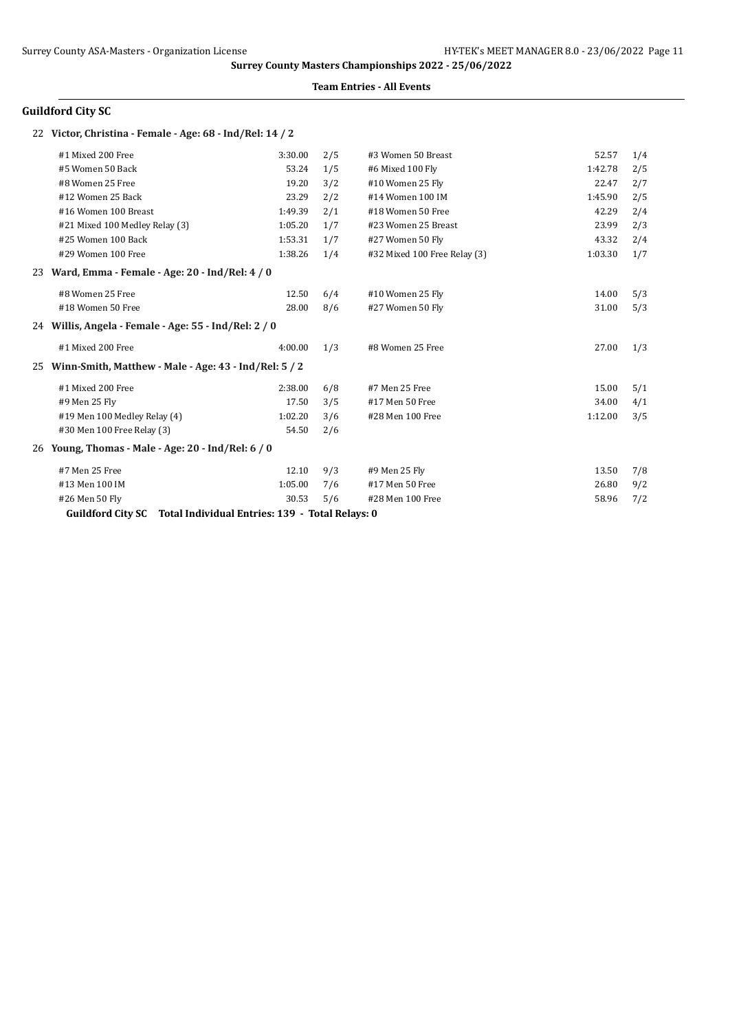## Surrey County Masters Championships 2022 - 25/06/2022

### Team Entries - All Events

### Guildford City SC

**22 Victor, Christina - Female - Age: 68 - Ind/Rel: 14 / 2**

| Event | Time | Heat/Lane | Event | Time | Heat/Lane |
|---|---|---|---|---|---|
| #1 Mixed 200 Free | 3:30.00 | 2/5 | #3 Women 50 Breast | 52.57 | 1/4 |
| #5 Women 50 Back | 53.24 | 1/5 | #6 Mixed 100 Fly | 1:42.78 | 2/5 |
| #8 Women 25 Free | 19.20 | 3/2 | #10 Women 25 Fly | 22.47 | 2/7 |
| #12 Women 25 Back | 23.29 | 2/2 | #14 Women 100 IM | 1:45.90 | 2/5 |
| #16 Women 100 Breast | 1:49.39 | 2/1 | #18 Women 50 Free | 42.29 | 2/4 |
| #21 Mixed 100 Medley Relay (3) | 1:05.20 | 1/7 | #23 Women 25 Breast | 23.99 | 2/3 |
| #25 Women 100 Back | 1:53.31 | 1/7 | #27 Women 50 Fly | 43.32 | 2/4 |
| #29 Women 100 Free | 1:38.26 | 1/4 | #32 Mixed 100 Free Relay (3) | 1:03.30 | 1/7 |

**23 Ward, Emma - Female - Age: 20 - Ind/Rel: 4 / 0**

| Event | Time | Heat/Lane | Event | Time | Heat/Lane |
|---|---|---|---|---|---|
| #8 Women 25 Free | 12.50 | 6/4 | #10 Women 25 Fly | 14.00 | 5/3 |
| #18 Women 50 Free | 28.00 | 8/6 | #27 Women 50 Fly | 31.00 | 5/3 |

**24 Willis, Angela - Female - Age: 55 - Ind/Rel: 2 / 0**

| Event | Time | Heat/Lane | Event | Time | Heat/Lane |
|---|---|---|---|---|---|
| #1 Mixed 200 Free | 4:00.00 | 1/3 | #8 Women 25 Free | 27.00 | 1/3 |

**25 Winn-Smith, Matthew - Male - Age: 43 - Ind/Rel: 5 / 2**

| Event | Time | Heat/Lane | Event | Time | Heat/Lane |
|---|---|---|---|---|---|
| #1 Mixed 200 Free | 2:38.00 | 6/8 | #7 Men 25 Free | 15.00 | 5/1 |
| #9 Men 25 Fly | 17.50 | 3/5 | #17 Men 50 Free | 34.00 | 4/1 |
| #19 Men 100 Medley Relay (4) | 1:02.20 | 3/6 | #28 Men 100 Free | 1:12.00 | 3/5 |
| #30 Men 100 Free Relay (3) | 54.50 | 2/6 | | | |

**26 Young, Thomas - Male - Age: 20 - Ind/Rel: 6 / 0**

| Event | Time | Heat/Lane | Event | Time | Heat/Lane |
|---|---|---|---|---|---|
| #7 Men 25 Free | 12.10 | 9/3 | #9 Men 25 Fly | 13.50 | 7/8 |
| #13 Men 100 IM | 1:05.00 | 7/6 | #17 Men 50 Free | 26.80 | 9/2 |
| #26 Men 50 Fly | 30.53 | 5/6 | #28 Men 100 Free | 58.96 | 7/2 |

**Guildford City SC Total Individual Entries: 139 - Total Relays: 0**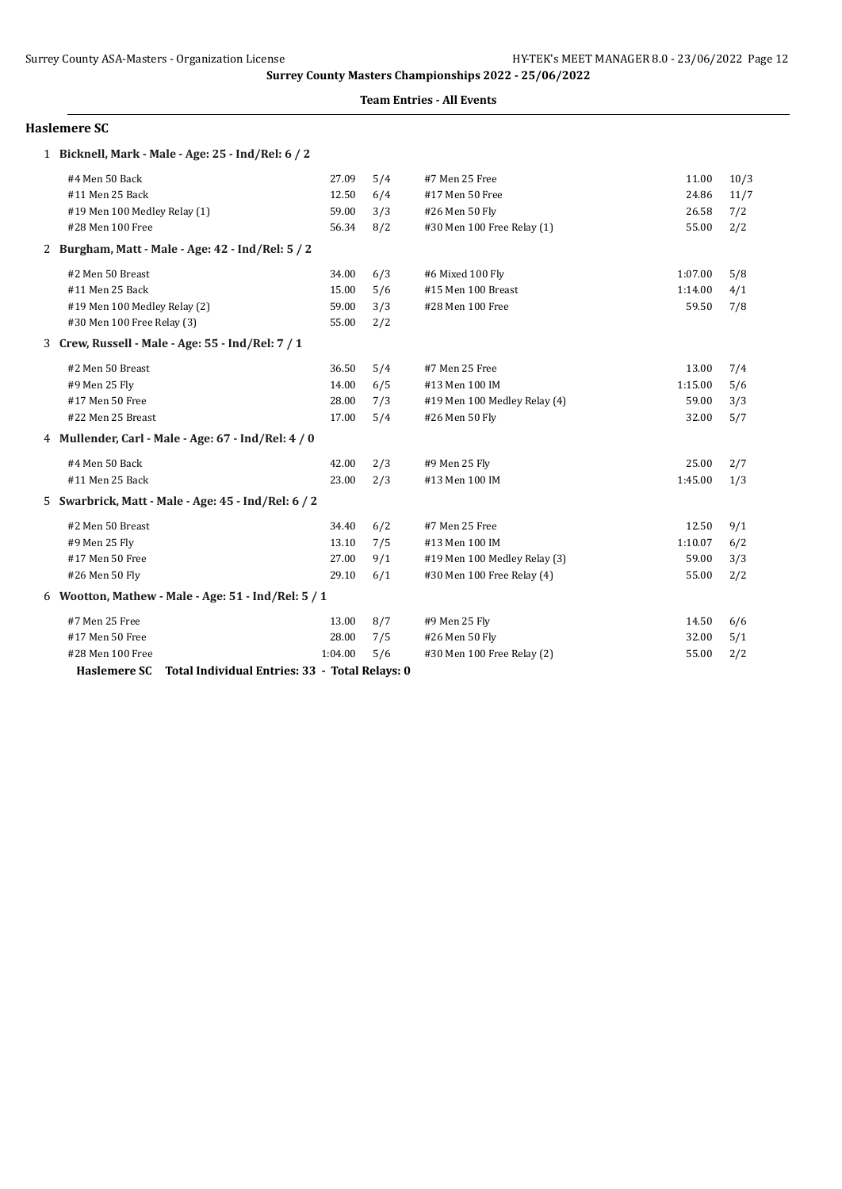**Surrey County Masters Championships 2022 - 25/06/2022**

**Team Entries - All Events**

## Haslemere SC

### 1 Bicknell, Mark - Male - Age: 25 - Ind/Rel: 6 / 2

| Event | Time | Heat/Lane | Event | Time | Heat/Lane |
|---|---|---|---|---|---|
| #4 Men 50 Back | 27.09 | 5/4 | #7 Men 25 Free | 11.00 | 10/3 |
| #11 Men 25 Back | 12.50 | 6/4 | #17 Men 50 Free | 24.86 | 11/7 |
| #19 Men 100 Medley Relay (1) | 59.00 | 3/3 | #26 Men 50 Fly | 26.58 | 7/2 |
| #28 Men 100 Free | 56.34 | 8/2 | #30 Men 100 Free Relay (1) | 55.00 | 2/2 |

### 2 Burgham, Matt - Male - Age: 42 - Ind/Rel: 5 / 2

| Event | Time | Heat/Lane | Event | Time | Heat/Lane |
|---|---|---|---|---|---|
| #2 Men 50 Breast | 34.00 | 6/3 | #6 Mixed 100 Fly | 1:07.00 | 5/8 |
| #11 Men 25 Back | 15.00 | 5/6 | #15 Men 100 Breast | 1:14.00 | 4/1 |
| #19 Men 100 Medley Relay (2) | 59.00 | 3/3 | #28 Men 100 Free | 59.50 | 7/8 |
| #30 Men 100 Free Relay (3) | 55.00 | 2/2 | | | |

### 3 Crew, Russell - Male - Age: 55 - Ind/Rel: 7 / 1

| Event | Time | Heat/Lane | Event | Time | Heat/Lane |
|---|---|---|---|---|---|
| #2 Men 50 Breast | 36.50 | 5/4 | #7 Men 25 Free | 13.00 | 7/4 |
| #9 Men 25 Fly | 14.00 | 6/5 | #13 Men 100 IM | 1:15.00 | 5/6 |
| #17 Men 50 Free | 28.00 | 7/3 | #19 Men 100 Medley Relay (4) | 59.00 | 3/3 |
| #22 Men 25 Breast | 17.00 | 5/4 | #26 Men 50 Fly | 32.00 | 5/7 |

### 4 Mullender, Carl - Male - Age: 67 - Ind/Rel: 4 / 0

| Event | Time | Heat/Lane | Event | Time | Heat/Lane |
|---|---|---|---|---|---|
| #4 Men 50 Back | 42.00 | 2/3 | #9 Men 25 Fly | 25.00 | 2/7 |
| #11 Men 25 Back | 23.00 | 2/3 | #13 Men 100 IM | 1:45.00 | 1/3 |

### 5 Swarbrick, Matt - Male - Age: 45 - Ind/Rel: 6 / 2

| Event | Time | Heat/Lane | Event | Time | Heat/Lane |
|---|---|---|---|---|---|
| #2 Men 50 Breast | 34.40 | 6/2 | #7 Men 25 Free | 12.50 | 9/1 |
| #9 Men 25 Fly | 13.10 | 7/5 | #13 Men 100 IM | 1:10.07 | 6/2 |
| #17 Men 50 Free | 27.00 | 9/1 | #19 Men 100 Medley Relay (3) | 59.00 | 3/3 |
| #26 Men 50 Fly | 29.10 | 6/1 | #30 Men 100 Free Relay (4) | 55.00 | 2/2 |

### 6 Wootton, Mathew - Male - Age: 51 - Ind/Rel: 5 / 1

| Event | Time | Heat/Lane | Event | Time | Heat/Lane |
|---|---|---|---|---|---|
| #7 Men 25 Free | 13.00 | 8/7 | #9 Men 25 Fly | 14.50 | 6/6 |
| #17 Men 50 Free | 28.00 | 7/5 | #26 Men 50 Fly | 32.00 | 5/1 |
| #28 Men 100 Free | 1:04.00 | 5/6 | #30 Men 100 Free Relay (2) | 55.00 | 2/2 |

**Haslemere SC Total Individual Entries: 33 - Total Relays: 0**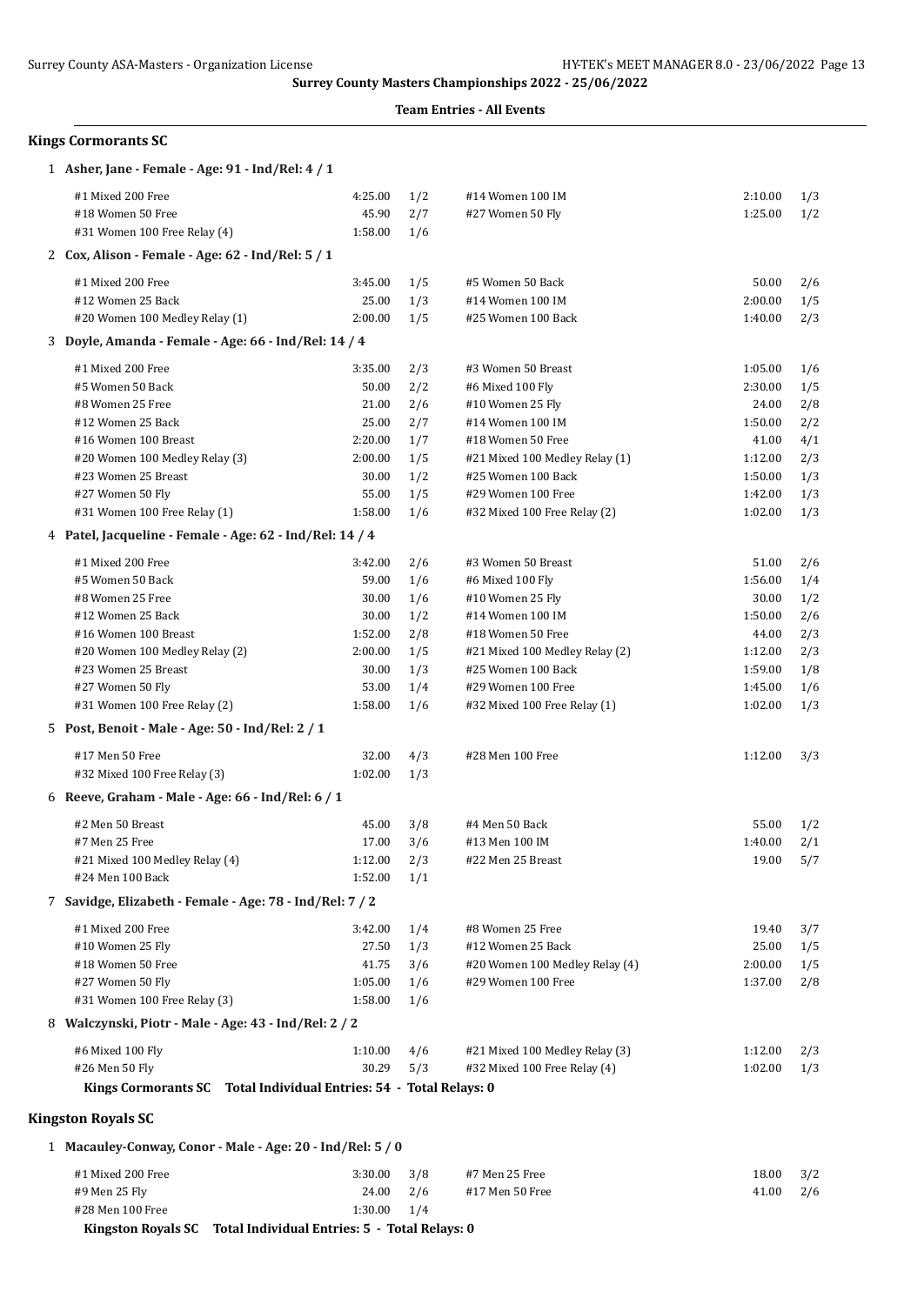Surrey County Masters Championships 2022 - 25/06/2022

**Team Entries - All Events**

## Kings Cormorants SC

### 1 Asher, Jane - Female - Age: 91 - Ind/Rel: 4 / 1

| Event | Time | | Event | Time | |
|---|---|---|---|---|---|
| #1 Mixed 200 Free | 4:25.00 | 1/2 | #14 Women 100 IM | 2:10.00 | 1/3 |
| #18 Women 50 Free | 45.90 | 2/7 | #27 Women 50 Fly | 1:25.00 | 1/2 |
| #31 Women 100 Free Relay (4) | 1:58.00 | 1/6 | | | |

### 2 Cox, Alison - Female - Age: 62 - Ind/Rel: 5 / 1

| Event | Time | | Event | Time | |
|---|---|---|---|---|---|
| #1 Mixed 200 Free | 3:45.00 | 1/5 | #5 Women 50 Back | 50.00 | 2/6 |
| #12 Women 25 Back | 25.00 | 1/3 | #14 Women 100 IM | 2:00.00 | 1/5 |
| #20 Women 100 Medley Relay (1) | 2:00.00 | 1/5 | #25 Women 100 Back | 1:40.00 | 2/3 |

### 3 Doyle, Amanda - Female - Age: 66 - Ind/Rel: 14 / 4

| Event | Time | | Event | Time | |
|---|---|---|---|---|---|
| #1 Mixed 200 Free | 3:35.00 | 2/3 | #3 Women 50 Breast | 1:05.00 | 1/6 |
| #5 Women 50 Back | 50.00 | 2/2 | #6 Mixed 100 Fly | 2:30.00 | 1/5 |
| #8 Women 25 Free | 21.00 | 2/6 | #10 Women 25 Fly | 24.00 | 2/8 |
| #12 Women 25 Back | 25.00 | 2/7 | #14 Women 100 IM | 1:50.00 | 2/2 |
| #16 Women 100 Breast | 2:20.00 | 1/7 | #18 Women 50 Free | 41.00 | 4/1 |
| #20 Women 100 Medley Relay (3) | 2:00.00 | 1/5 | #21 Mixed 100 Medley Relay (1) | 1:12.00 | 2/3 |
| #23 Women 25 Breast | 30.00 | 1/2 | #25 Women 100 Back | 1:50.00 | 1/3 |
| #27 Women 50 Fly | 55.00 | 1/5 | #29 Women 100 Free | 1:42.00 | 1/3 |
| #31 Women 100 Free Relay (1) | 1:58.00 | 1/6 | #32 Mixed 100 Free Relay (2) | 1:02.00 | 1/3 |

### 4 Patel, Jacqueline - Female - Age: 62 - Ind/Rel: 14 / 4

| Event | Time | | Event | Time | |
|---|---|---|---|---|---|
| #1 Mixed 200 Free | 3:42.00 | 2/6 | #3 Women 50 Breast | 51.00 | 2/6 |
| #5 Women 50 Back | 59.00 | 1/6 | #6 Mixed 100 Fly | 1:56.00 | 1/4 |
| #8 Women 25 Free | 30.00 | 1/6 | #10 Women 25 Fly | 30.00 | 1/2 |
| #12 Women 25 Back | 30.00 | 1/2 | #14 Women 100 IM | 1:50.00 | 2/6 |
| #16 Women 100 Breast | 1:52.00 | 2/8 | #18 Women 50 Free | 44.00 | 2/3 |
| #20 Women 100 Medley Relay (2) | 2:00.00 | 1/5 | #21 Mixed 100 Medley Relay (2) | 1:12.00 | 2/3 |
| #23 Women 25 Breast | 30.00 | 1/3 | #25 Women 100 Back | 1:59.00 | 1/8 |
| #27 Women 50 Fly | 53.00 | 1/4 | #29 Women 100 Free | 1:45.00 | 1/6 |
| #31 Women 100 Free Relay (2) | 1:58.00 | 1/6 | #32 Mixed 100 Free Relay (1) | 1:02.00 | 1/3 |

### 5 Post, Benoit - Male - Age: 50 - Ind/Rel: 2 / 1

| Event | Time | | Event | Time | |
|---|---|---|---|---|---|
| #17 Men 50 Free | 32.00 | 4/3 | #28 Men 100 Free | 1:12.00 | 3/3 |
| #32 Mixed 100 Free Relay (3) | 1:02.00 | 1/3 | | | |

### 6 Reeve, Graham - Male - Age: 66 - Ind/Rel: 6 / 1

| Event | Time | | Event | Time | |
|---|---|---|---|---|---|
| #2 Men 50 Breast | 45.00 | 3/8 | #4 Men 50 Back | 55.00 | 1/2 |
| #7 Men 25 Free | 17.00 | 3/6 | #13 Men 100 IM | 1:40.00 | 2/1 |
| #21 Mixed 100 Medley Relay (4) | 1:12.00 | 2/3 | #22 Men 25 Breast | 19.00 | 5/7 |
| #24 Men 100 Back | 1:52.00 | 1/1 | | | |

### 7 Savidge, Elizabeth - Female - Age: 78 - Ind/Rel: 7 / 2

| Event | Time | | Event | Time | |
|---|---|---|---|---|---|
| #1 Mixed 200 Free | 3:42.00 | 1/4 | #8 Women 25 Free | 19.40 | 3/7 |
| #10 Women 25 Fly | 27.50 | 1/3 | #12 Women 25 Back | 25.00 | 1/5 |
| #18 Women 50 Free | 41.75 | 3/6 | #20 Women 100 Medley Relay (4) | 2:00.00 | 1/5 |
| #27 Women 50 Fly | 1:05.00 | 1/6 | #29 Women 100 Free | 1:37.00 | 2/8 |
| #31 Women 100 Free Relay (3) | 1:58.00 | 1/6 | | | |

### 8 Walczynski, Piotr - Male - Age: 43 - Ind/Rel: 2 / 2

| Event | Time | | Event | Time | |
|---|---|---|---|---|---|
| #6 Mixed 100 Fly | 1:10.00 | 4/6 | #21 Mixed 100 Medley Relay (3) | 1:12.00 | 2/3 |
| #26 Men 50 Fly | 30.29 | 5/3 | #32 Mixed 100 Free Relay (4) | 1:02.00 | 1/3 |

**Kings Cormorants SC Total Individual Entries: 54 - Total Relays: 0**

## Kingston Royals SC

### 1 Macauley-Conway, Conor - Male - Age: 20 - Ind/Rel: 5 / 0

| Event | Time | | Event | Time | |
|---|---|---|---|---|---|
| #1 Mixed 200 Free | 3:30.00 | 3/8 | #7 Men 25 Free | 18.00 | 3/2 |
| #9 Men 25 Fly | 24.00 | 2/6 | #17 Men 50 Free | 41.00 | 2/6 |
| #28 Men 100 Free | 1:30.00 | 1/4 | | | |

**Kingston Royals SC Total Individual Entries: 5 - Total Relays: 0**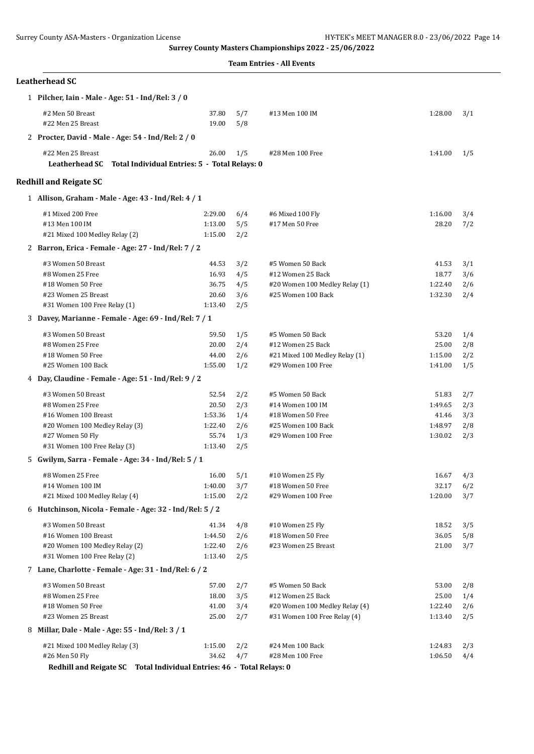**Surrey County Masters Championships 2022 - 25/06/2022**

**Team Entries - All Events**

## Leatherhead SC

**1 Pilcher, Iain - Male - Age: 51 - Ind/Rel: 3 / 0**

| Event | Time | Heat/Lane | Event | Time | Heat/Lane |
|---|---|---|---|---|---|
| #2 Men 50 Breast | 37.80 | 5/7 | #13 Men 100 IM | 1:28.00 | 3/1 |
| #22 Men 25 Breast | 19.00 | 5/8 | | | |

**2 Procter, David - Male - Age: 54 - Ind/Rel: 2 / 0**

| Event | Time | Heat/Lane | Event | Time | Heat/Lane |
|---|---|---|---|---|---|
| #22 Men 25 Breast | 26.00 | 1/5 | #28 Men 100 Free | 1:41.00 | 1/5 |

**Leatherhead SC Total Individual Entries: 5 - Total Relays: 0**

## Redhill and Reigate SC

**1 Allison, Graham - Male - Age: 43 - Ind/Rel: 4 / 1**

| Event | Time | Heat/Lane | Event | Time | Heat/Lane |
|---|---|---|---|---|---|
| #1 Mixed 200 Free | 2:29.00 | 6/4 | #6 Mixed 100 Fly | 1:16.00 | 3/4 |
| #13 Men 100 IM | 1:13.00 | 5/5 | #17 Men 50 Free | 28.20 | 7/2 |
| #21 Mixed 100 Medley Relay (2) | 1:15.00 | 2/2 | | | |

**2 Barron, Erica - Female - Age: 27 - Ind/Rel: 7 / 2**

| Event | Time | Heat/Lane | Event | Time | Heat/Lane |
|---|---|---|---|---|---|
| #3 Women 50 Breast | 44.53 | 3/2 | #5 Women 50 Back | 41.53 | 3/1 |
| #8 Women 25 Free | 16.93 | 4/5 | #12 Women 25 Back | 18.77 | 3/6 |
| #18 Women 50 Free | 36.75 | 4/5 | #20 Women 100 Medley Relay (1) | 1:22.40 | 2/6 |
| #23 Women 25 Breast | 20.60 | 3/6 | #25 Women 100 Back | 1:32.30 | 2/4 |
| #31 Women 100 Free Relay (1) | 1:13.40 | 2/5 | | | |

**3 Davey, Marianne - Female - Age: 69 - Ind/Rel: 7 / 1**

| Event | Time | Heat/Lane | Event | Time | Heat/Lane |
|---|---|---|---|---|---|
| #3 Women 50 Breast | 59.50 | 1/5 | #5 Women 50 Back | 53.20 | 1/4 |
| #8 Women 25 Free | 20.00 | 2/4 | #12 Women 25 Back | 25.00 | 2/8 |
| #18 Women 50 Free | 44.00 | 2/6 | #21 Mixed 100 Medley Relay (1) | 1:15.00 | 2/2 |
| #25 Women 100 Back | 1:55.00 | 1/2 | #29 Women 100 Free | 1:41.00 | 1/5 |

**4 Day, Claudine - Female - Age: 51 - Ind/Rel: 9 / 2**

| Event | Time | Heat/Lane | Event | Time | Heat/Lane |
|---|---|---|---|---|---|
| #3 Women 50 Breast | 52.54 | 2/2 | #5 Women 50 Back | 51.83 | 2/7 |
| #8 Women 25 Free | 20.50 | 2/3 | #14 Women 100 IM | 1:49.65 | 2/3 |
| #16 Women 100 Breast | 1:53.36 | 1/4 | #18 Women 50 Free | 41.46 | 3/3 |
| #20 Women 100 Medley Relay (3) | 1:22.40 | 2/6 | #25 Women 100 Back | 1:48.97 | 2/8 |
| #27 Women 50 Fly | 55.74 | 1/3 | #29 Women 100 Free | 1:30.02 | 2/3 |
| #31 Women 100 Free Relay (3) | 1:13.40 | 2/5 | | | |

**5 Gwilym, Sarra - Female - Age: 34 - Ind/Rel: 5 / 1**

| Event | Time | Heat/Lane | Event | Time | Heat/Lane |
|---|---|---|---|---|---|
| #8 Women 25 Free | 16.00 | 5/1 | #10 Women 25 Fly | 16.67 | 4/3 |
| #14 Women 100 IM | 1:40.00 | 3/7 | #18 Women 50 Free | 32.17 | 6/2 |
| #21 Mixed 100 Medley Relay (4) | 1:15.00 | 2/2 | #29 Women 100 Free | 1:20.00 | 3/7 |

**6 Hutchinson, Nicola - Female - Age: 32 - Ind/Rel: 5 / 2**

| Event | Time | Heat/Lane | Event | Time | Heat/Lane |
|---|---|---|---|---|---|
| #3 Women 50 Breast | 41.34 | 4/8 | #10 Women 25 Fly | 18.52 | 3/5 |
| #16 Women 100 Breast | 1:44.50 | 2/6 | #18 Women 50 Free | 36.05 | 5/8 |
| #20 Women 100 Medley Relay (2) | 1:22.40 | 2/6 | #23 Women 25 Breast | 21.00 | 3/7 |
| #31 Women 100 Free Relay (2) | 1:13.40 | 2/5 | | | |

**7 Lane, Charlotte - Female - Age: 31 - Ind/Rel: 6 / 2**

| Event | Time | Heat/Lane | Event | Time | Heat/Lane |
|---|---|---|---|---|---|
| #3 Women 50 Breast | 57.00 | 2/7 | #5 Women 50 Back | 53.00 | 2/8 |
| #8 Women 25 Free | 18.00 | 3/5 | #12 Women 25 Back | 25.00 | 1/4 |
| #18 Women 50 Free | 41.00 | 3/4 | #20 Women 100 Medley Relay (4) | 1:22.40 | 2/6 |
| #23 Women 25 Breast | 25.00 | 2/7 | #31 Women 100 Free Relay (4) | 1:13.40 | 2/5 |

**8 Millar, Dale - Male - Age: 55 - Ind/Rel: 3 / 1**

| Event | Time | Heat/Lane | Event | Time | Heat/Lane |
|---|---|---|---|---|---|
| #21 Mixed 100 Medley Relay (3) | 1:15.00 | 2/2 | #24 Men 100 Back | 1:24.83 | 2/3 |
| #26 Men 50 Fly | 34.62 | 4/7 | #28 Men 100 Free | 1:06.50 | 4/4 |

**Redhill and Reigate SC Total Individual Entries: 46 - Total Relays: 0**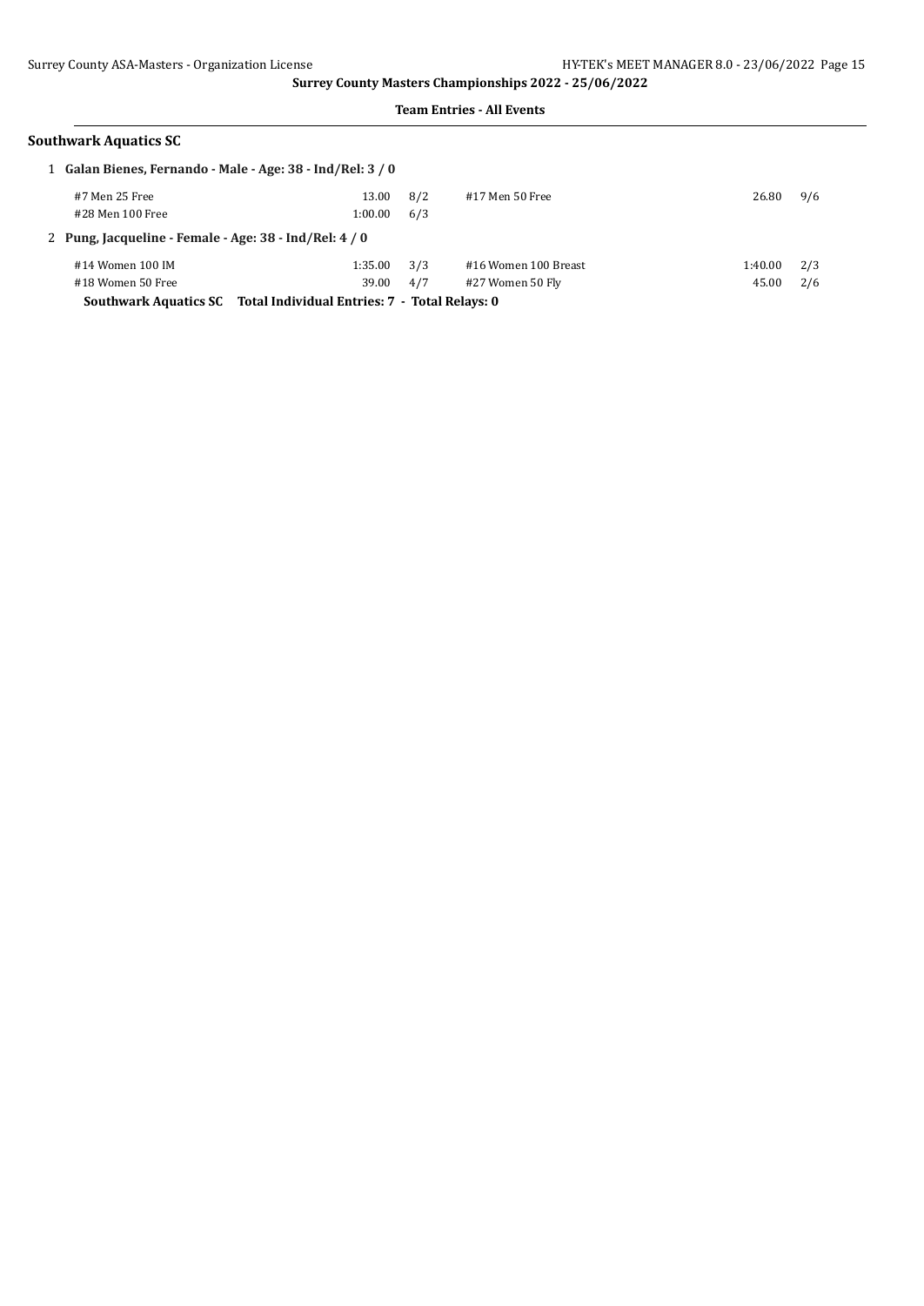**Surrey County Masters Championships 2022 - 25/06/2022**

**Team Entries - All Events**

## Southwark Aquatics SC

1 **Galan Bienes, Fernando - Male - Age: 38 - Ind/Rel: 3 / 0**

| Event | Seed | Heat/Lane | Event | Seed | Heat/Lane |
|---|---|---|---|---|---|
| #7 Men 25 Free | 13.00 | 8/2 | #17 Men 50 Free | 26.80 | 9/6 |
| #28 Men 100 Free | 1:00.00 | 6/3 | | | |

2 **Pung, Jacqueline - Female - Age: 38 - Ind/Rel: 4 / 0**

| Event | Seed | Heat/Lane | Event | Seed | Heat/Lane |
|---|---|---|---|---|---|
| #14 Women 100 IM | 1:35.00 | 3/3 | #16 Women 100 Breast | 1:40.00 | 2/3 |
| #18 Women 50 Free | 39.00 | 4/7 | #27 Women 50 Fly | 45.00 | 2/6 |

**Southwark Aquatics SC Total Individual Entries: 7 - Total Relays: 0**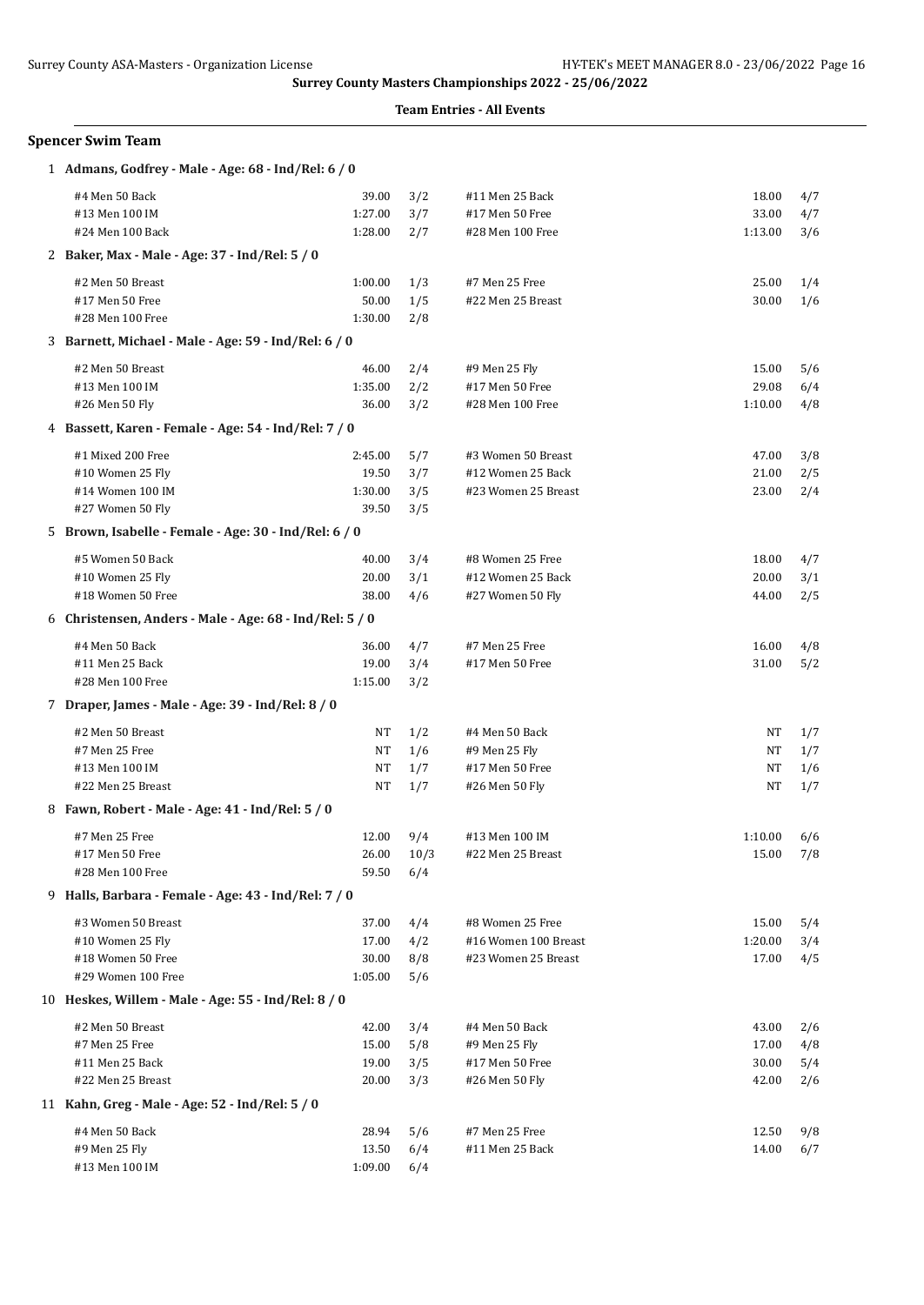Surrey County Masters Championships 2022 - 25/06/2022

**Team Entries - All Events**

## Spencer Swim Team

### 1 Admans, Godfrey - Male - Age: 68 - Ind/Rel: 6 / 0

| Event | Seed | Heat/Lane | Event | Seed | Heat/Lane |
|---|---|---|---|---|---|
| #4 Men 50 Back | 39.00 | 3/2 | #11 Men 25 Back | 18.00 | 4/7 |
| #13 Men 100 IM | 1:27.00 | 3/7 | #17 Men 50 Free | 33.00 | 4/7 |
| #24 Men 100 Back | 1:28.00 | 2/7 | #28 Men 100 Free | 1:13.00 | 3/6 |

### 2 Baker, Max - Male - Age: 37 - Ind/Rel: 5 / 0

| Event | Seed | Heat/Lane | Event | Seed | Heat/Lane |
|---|---|---|---|---|---|
| #2 Men 50 Breast | 1:00.00 | 1/3 | #7 Men 25 Free | 25.00 | 1/4 |
| #17 Men 50 Free | 50.00 | 1/5 | #22 Men 25 Breast | 30.00 | 1/6 |
| #28 Men 100 Free | 1:30.00 | 2/8 | | | |

### 3 Barnett, Michael - Male - Age: 59 - Ind/Rel: 6 / 0

| Event | Seed | Heat/Lane | Event | Seed | Heat/Lane |
|---|---|---|---|---|---|
| #2 Men 50 Breast | 46.00 | 2/4 | #9 Men 25 Fly | 15.00 | 5/6 |
| #13 Men 100 IM | 1:35.00 | 2/2 | #17 Men 50 Free | 29.08 | 6/4 |
| #26 Men 50 Fly | 36.00 | 3/2 | #28 Men 100 Free | 1:10.00 | 4/8 |

### 4 Bassett, Karen - Female - Age: 54 - Ind/Rel: 7 / 0

| Event | Seed | Heat/Lane | Event | Seed | Heat/Lane |
|---|---|---|---|---|---|
| #1 Mixed 200 Free | 2:45.00 | 5/7 | #3 Women 50 Breast | 47.00 | 3/8 |
| #10 Women 25 Fly | 19.50 | 3/7 | #12 Women 25 Back | 21.00 | 2/5 |
| #14 Women 100 IM | 1:30.00 | 3/5 | #23 Women 25 Breast | 23.00 | 2/4 |
| #27 Women 50 Fly | 39.50 | 3/5 | | | |

### 5 Brown, Isabelle - Female - Age: 30 - Ind/Rel: 6 / 0

| Event | Seed | Heat/Lane | Event | Seed | Heat/Lane |
|---|---|---|---|---|---|
| #5 Women 50 Back | 40.00 | 3/4 | #8 Women 25 Free | 18.00 | 4/7 |
| #10 Women 25 Fly | 20.00 | 3/1 | #12 Women 25 Back | 20.00 | 3/1 |
| #18 Women 50 Free | 38.00 | 4/6 | #27 Women 50 Fly | 44.00 | 2/5 |

### 6 Christensen, Anders - Male - Age: 68 - Ind/Rel: 5 / 0

| Event | Seed | Heat/Lane | Event | Seed | Heat/Lane |
|---|---|---|---|---|---|
| #4 Men 50 Back | 36.00 | 4/7 | #7 Men 25 Free | 16.00 | 4/8 |
| #11 Men 25 Back | 19.00 | 3/4 | #17 Men 50 Free | 31.00 | 5/2 |
| #28 Men 100 Free | 1:15.00 | 3/2 | | | |

### 7 Draper, James - Male - Age: 39 - Ind/Rel: 8 / 0

| Event | Seed | Heat/Lane | Event | Seed | Heat/Lane |
|---|---|---|---|---|---|
| #2 Men 50 Breast | NT | 1/2 | #4 Men 50 Back | NT | 1/7 |
| #7 Men 25 Free | NT | 1/6 | #9 Men 25 Fly | NT | 1/7 |
| #13 Men 100 IM | NT | 1/7 | #17 Men 50 Free | NT | 1/6 |
| #22 Men 25 Breast | NT | 1/7 | #26 Men 50 Fly | NT | 1/7 |

### 8 Fawn, Robert - Male - Age: 41 - Ind/Rel: 5 / 0

| Event | Seed | Heat/Lane | Event | Seed | Heat/Lane |
|---|---|---|---|---|---|
| #7 Men 25 Free | 12.00 | 9/4 | #13 Men 100 IM | 1:10.00 | 6/6 |
| #17 Men 50 Free | 26.00 | 10/3 | #22 Men 25 Breast | 15.00 | 7/8 |
| #28 Men 100 Free | 59.50 | 6/4 | | | |

### 9 Halls, Barbara - Female - Age: 43 - Ind/Rel: 7 / 0

| Event | Seed | Heat/Lane | Event | Seed | Heat/Lane |
|---|---|---|---|---|---|
| #3 Women 50 Breast | 37.00 | 4/4 | #8 Women 25 Free | 15.00 | 5/4 |
| #10 Women 25 Fly | 17.00 | 4/2 | #16 Women 100 Breast | 1:20.00 | 3/4 |
| #18 Women 50 Free | 30.00 | 8/8 | #23 Women 25 Breast | 17.00 | 4/5 |
| #29 Women 100 Free | 1:05.00 | 5/6 | | | |

### 10 Heskes, Willem - Male - Age: 55 - Ind/Rel: 8 / 0

| Event | Seed | Heat/Lane | Event | Seed | Heat/Lane |
|---|---|---|---|---|---|
| #2 Men 50 Breast | 42.00 | 3/4 | #4 Men 50 Back | 43.00 | 2/6 |
| #7 Men 25 Free | 15.00 | 5/8 | #9 Men 25 Fly | 17.00 | 4/8 |
| #11 Men 25 Back | 19.00 | 3/5 | #17 Men 50 Free | 30.00 | 5/4 |
| #22 Men 25 Breast | 20.00 | 3/3 | #26 Men 50 Fly | 42.00 | 2/6 |

### 11 Kahn, Greg - Male - Age: 52 - Ind/Rel: 5 / 0

| Event | Seed | Heat/Lane | Event | Seed | Heat/Lane |
|---|---|---|---|---|---|
| #4 Men 50 Back | 28.94 | 5/6 | #7 Men 25 Free | 12.50 | 9/8 |
| #9 Men 25 Fly | 13.50 | 6/4 | #11 Men 25 Back | 14.00 | 6/7 |
| #13 Men 100 IM | 1:09.00 | 6/4 | | | |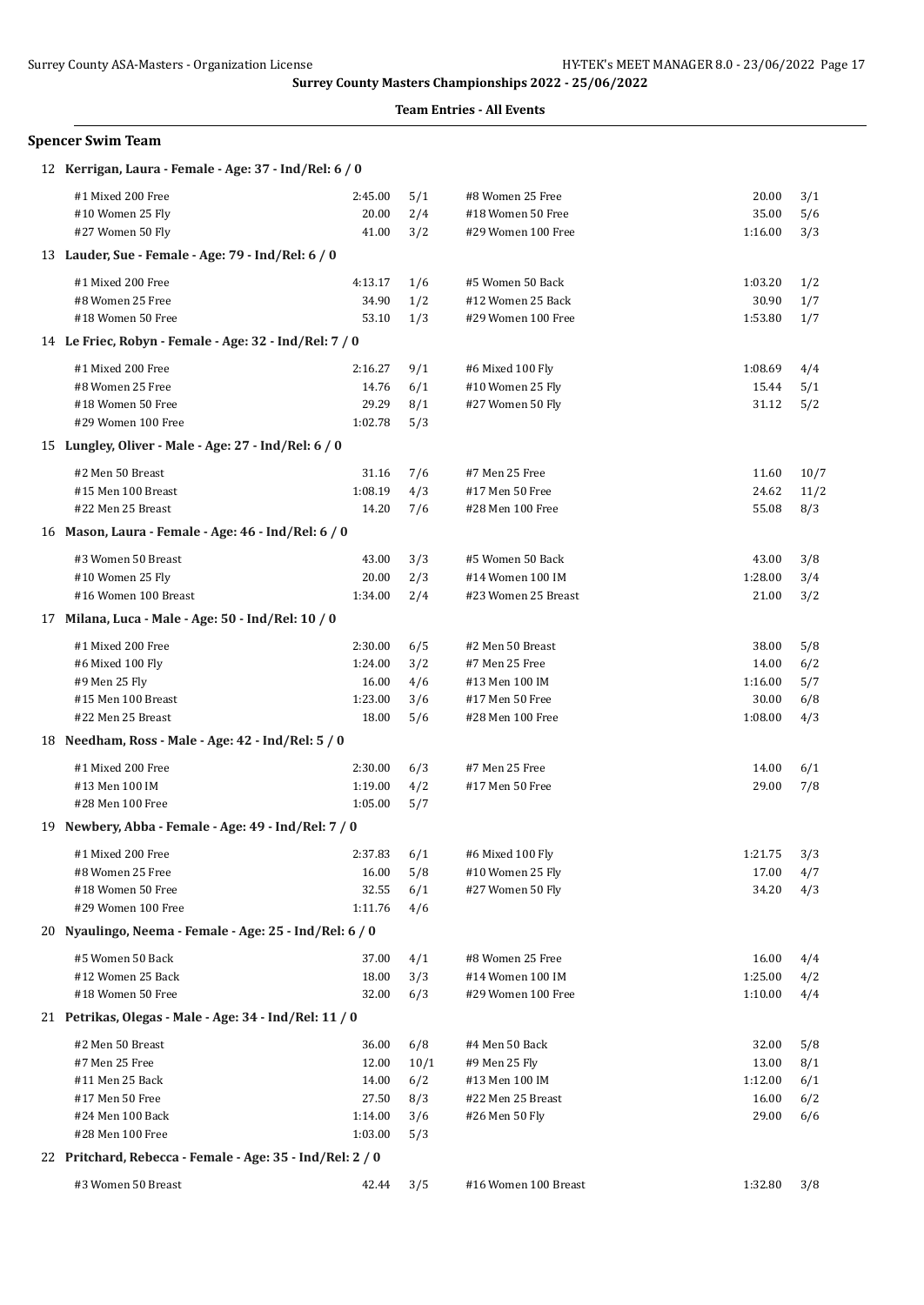**Surrey County Masters Championships 2022 - 25/06/2022**

**Team Entries - All Events**

## Spencer Swim Team

### 12 Kerrigan, Laura - Female - Age: 37 - Ind/Rel: 6 / 0

| Event | Time | Heat/Lane | Event | Time | Heat/Lane |
|---|---|---|---|---|---|
| #1 Mixed 200 Free | 2:45.00 | 5/1 | #8 Women 25 Free | 20.00 | 3/1 |
| #10 Women 25 Fly | 20.00 | 2/4 | #18 Women 50 Free | 35.00 | 5/6 |
| #27 Women 50 Fly | 41.00 | 3/2 | #29 Women 100 Free | 1:16.00 | 3/3 |

### 13 Lauder, Sue - Female - Age: 79 - Ind/Rel: 6 / 0

| Event | Time | Heat/Lane | Event | Time | Heat/Lane |
|---|---|---|---|---|---|
| #1 Mixed 200 Free | 4:13.17 | 1/6 | #5 Women 50 Back | 1:03.20 | 1/2 |
| #8 Women 25 Free | 34.90 | 1/2 | #12 Women 25 Back | 30.90 | 1/7 |
| #18 Women 50 Free | 53.10 | 1/3 | #29 Women 100 Free | 1:53.80 | 1/7 |

### 14 Le Friec, Robyn - Female - Age: 32 - Ind/Rel: 7 / 0

| Event | Time | Heat/Lane | Event | Time | Heat/Lane |
|---|---|---|---|---|---|
| #1 Mixed 200 Free | 2:16.27 | 9/1 | #6 Mixed 100 Fly | 1:08.69 | 4/4 |
| #8 Women 25 Free | 14.76 | 6/1 | #10 Women 25 Fly | 15.44 | 5/1 |
| #18 Women 50 Free | 29.29 | 8/1 | #27 Women 50 Fly | 31.12 | 5/2 |
| #29 Women 100 Free | 1:02.78 | 5/3 | | | |

### 15 Lungley, Oliver - Male - Age: 27 - Ind/Rel: 6 / 0

| Event | Time | Heat/Lane | Event | Time | Heat/Lane |
|---|---|---|---|---|---|
| #2 Men 50 Breast | 31.16 | 7/6 | #7 Men 25 Free | 11.60 | 10/7 |
| #15 Men 100 Breast | 1:08.19 | 4/3 | #17 Men 50 Free | 24.62 | 11/2 |
| #22 Men 25 Breast | 14.20 | 7/6 | #28 Men 100 Free | 55.08 | 8/3 |

### 16 Mason, Laura - Female - Age: 46 - Ind/Rel: 6 / 0

| Event | Time | Heat/Lane | Event | Time | Heat/Lane |
|---|---|---|---|---|---|
| #3 Women 50 Breast | 43.00 | 3/3 | #5 Women 50 Back | 43.00 | 3/8 |
| #10 Women 25 Fly | 20.00 | 2/3 | #14 Women 100 IM | 1:28.00 | 3/4 |
| #16 Women 100 Breast | 1:34.00 | 2/4 | #23 Women 25 Breast | 21.00 | 3/2 |

### 17 Milana, Luca - Male - Age: 50 - Ind/Rel: 10 / 0

| Event | Time | Heat/Lane | Event | Time | Heat/Lane |
|---|---|---|---|---|---|
| #1 Mixed 200 Free | 2:30.00 | 6/5 | #2 Men 50 Breast | 38.00 | 5/8 |
| #6 Mixed 100 Fly | 1:24.00 | 3/2 | #7 Men 25 Free | 14.00 | 6/2 |
| #9 Men 25 Fly | 16.00 | 4/6 | #13 Men 100 IM | 1:16.00 | 5/7 |
| #15 Men 100 Breast | 1:23.00 | 3/6 | #17 Men 50 Free | 30.00 | 6/8 |
| #22 Men 25 Breast | 18.00 | 5/6 | #28 Men 100 Free | 1:08.00 | 4/3 |

### 18 Needham, Ross - Male - Age: 42 - Ind/Rel: 5 / 0

| Event | Time | Heat/Lane | Event | Time | Heat/Lane |
|---|---|---|---|---|---|
| #1 Mixed 200 Free | 2:30.00 | 6/3 | #7 Men 25 Free | 14.00 | 6/1 |
| #13 Men 100 IM | 1:19.00 | 4/2 | #17 Men 50 Free | 29.00 | 7/8 |
| #28 Men 100 Free | 1:05.00 | 5/7 | | | |

### 19 Newbery, Abba - Female - Age: 49 - Ind/Rel: 7 / 0

| Event | Time | Heat/Lane | Event | Time | Heat/Lane |
|---|---|---|---|---|---|
| #1 Mixed 200 Free | 2:37.83 | 6/1 | #6 Mixed 100 Fly | 1:21.75 | 3/3 |
| #8 Women 25 Free | 16.00 | 5/8 | #10 Women 25 Fly | 17.00 | 4/7 |
| #18 Women 50 Free | 32.55 | 6/1 | #27 Women 50 Fly | 34.20 | 4/3 |
| #29 Women 100 Free | 1:11.76 | 4/6 | | | |

### 20 Nyaulingo, Neema - Female - Age: 25 - Ind/Rel: 6 / 0

| Event | Time | Heat/Lane | Event | Time | Heat/Lane |
|---|---|---|---|---|---|
| #5 Women 50 Back | 37.00 | 4/1 | #8 Women 25 Free | 16.00 | 4/4 |
| #12 Women 25 Back | 18.00 | 3/3 | #14 Women 100 IM | 1:25.00 | 4/2 |
| #18 Women 50 Free | 32.00 | 6/3 | #29 Women 100 Free | 1:10.00 | 4/4 |

### 21 Petrikas, Olegas - Male - Age: 34 - Ind/Rel: 11 / 0

| Event | Time | Heat/Lane | Event | Time | Heat/Lane |
|---|---|---|---|---|---|
| #2 Men 50 Breast | 36.00 | 6/8 | #4 Men 50 Back | 32.00 | 5/8 |
| #7 Men 25 Free | 12.00 | 10/1 | #9 Men 25 Fly | 13.00 | 8/1 |
| #11 Men 25 Back | 14.00 | 6/2 | #13 Men 100 IM | 1:12.00 | 6/1 |
| #17 Men 50 Free | 27.50 | 8/3 | #22 Men 25 Breast | 16.00 | 6/2 |
| #24 Men 100 Back | 1:14.00 | 3/6 | #26 Men 50 Fly | 29.00 | 6/6 |
| #28 Men 100 Free | 1:03.00 | 5/3 | | | |

### 22 Pritchard, Rebecca - Female - Age: 35 - Ind/Rel: 2 / 0

| Event | Time | Heat/Lane | Event | Time | Heat/Lane |
|---|---|---|---|---|---|
| #3 Women 50 Breast | 42.44 | 3/5 | #16 Women 100 Breast | 1:32.80 | 3/8 |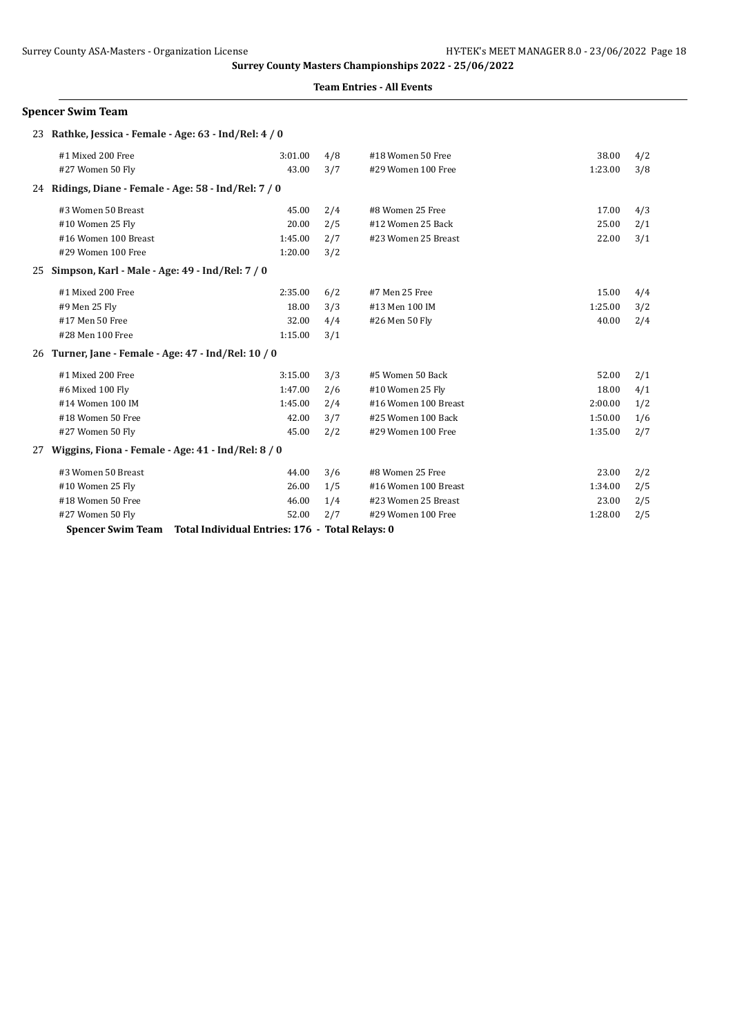**Surrey County Masters Championships 2022 - 25/06/2022**

**Team Entries - All Events**

## Spencer Swim Team

### 23 Rathke, Jessica - Female - Age: 63 - Ind/Rel: 4 / 0

| Event | Time | Heat/Lane | Event | Time | Heat/Lane |
|---|---|---|---|---|---|
| #1 Mixed 200 Free | 3:01.00 | 4/8 | #18 Women 50 Free | 38.00 | 4/2 |
| #27 Women 50 Fly | 43.00 | 3/7 | #29 Women 100 Free | 1:23.00 | 3/8 |

### 24 Ridings, Diane - Female - Age: 58 - Ind/Rel: 7 / 0

| Event | Time | Heat/Lane | Event | Time | Heat/Lane |
|---|---|---|---|---|---|
| #3 Women 50 Breast | 45.00 | 2/4 | #8 Women 25 Free | 17.00 | 4/3 |
| #10 Women 25 Fly | 20.00 | 2/5 | #12 Women 25 Back | 25.00 | 2/1 |
| #16 Women 100 Breast | 1:45.00 | 2/7 | #23 Women 25 Breast | 22.00 | 3/1 |
| #29 Women 100 Free | 1:20.00 | 3/2 | | | |

### 25 Simpson, Karl - Male - Age: 49 - Ind/Rel: 7 / 0

| Event | Time | Heat/Lane | Event | Time | Heat/Lane |
|---|---|---|---|---|---|
| #1 Mixed 200 Free | 2:35.00 | 6/2 | #7 Men 25 Free | 15.00 | 4/4 |
| #9 Men 25 Fly | 18.00 | 3/3 | #13 Men 100 IM | 1:25.00 | 3/2 |
| #17 Men 50 Free | 32.00 | 4/4 | #26 Men 50 Fly | 40.00 | 2/4 |
| #28 Men 100 Free | 1:15.00 | 3/1 | | | |

### 26 Turner, Jane - Female - Age: 47 - Ind/Rel: 10 / 0

| Event | Time | Heat/Lane | Event | Time | Heat/Lane |
|---|---|---|---|---|---|
| #1 Mixed 200 Free | 3:15.00 | 3/3 | #5 Women 50 Back | 52.00 | 2/1 |
| #6 Mixed 100 Fly | 1:47.00 | 2/6 | #10 Women 25 Fly | 18.00 | 4/1 |
| #14 Women 100 IM | 1:45.00 | 2/4 | #16 Women 100 Breast | 2:00.00 | 1/2 |
| #18 Women 50 Free | 42.00 | 3/7 | #25 Women 100 Back | 1:50.00 | 1/6 |
| #27 Women 50 Fly | 45.00 | 2/2 | #29 Women 100 Free | 1:35.00 | 2/7 |

### 27 Wiggins, Fiona - Female - Age: 41 - Ind/Rel: 8 / 0

| Event | Time | Heat/Lane | Event | Time | Heat/Lane |
|---|---|---|---|---|---|
| #3 Women 50 Breast | 44.00 | 3/6 | #8 Women 25 Free | 23.00 | 2/2 |
| #10 Women 25 Fly | 26.00 | 1/5 | #16 Women 100 Breast | 1:34.00 | 2/5 |
| #18 Women 50 Free | 46.00 | 1/4 | #23 Women 25 Breast | 23.00 | 2/5 |
| #27 Women 50 Fly | 52.00 | 2/7 | #29 Women 100 Free | 1:28.00 | 2/5 |

**Spencer Swim Team Total Individual Entries: 176 - Total Relays: 0**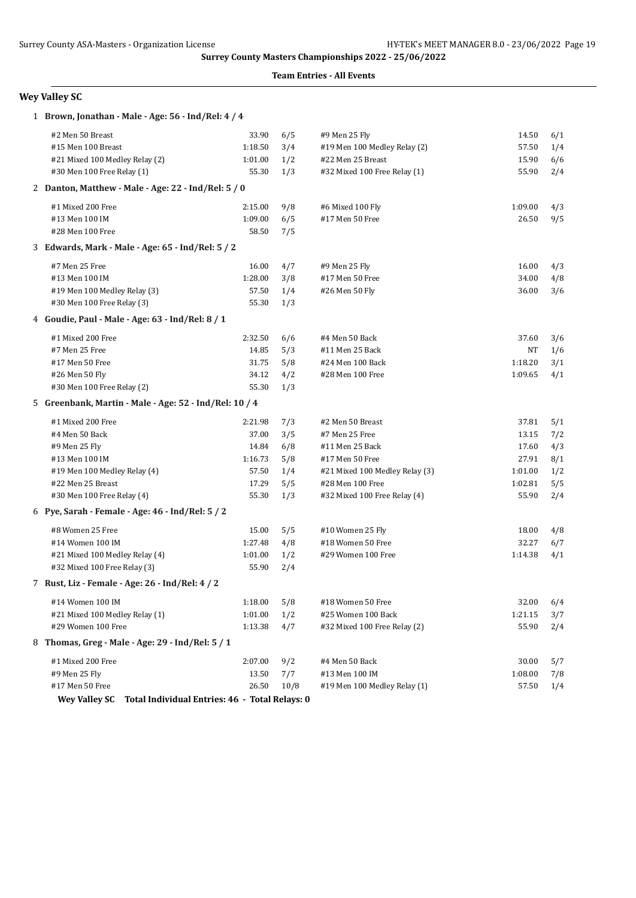**Surrey County Masters Championships 2022 - 25/06/2022**

**Team Entries - All Events**

## Wey Valley SC

### 1 Brown, Jonathan - Male - Age: 56 - Ind/Rel: 4 / 4

| Event | Time | Heat/Lane | Event | Time | Heat/Lane |
|---|---|---|---|---|---|
| #2 Men 50 Breast | 33.90 | 6/5 | #9 Men 25 Fly | 14.50 | 6/1 |
| #15 Men 100 Breast | 1:18.50 | 3/4 | #19 Men 100 Medley Relay (2) | 57.50 | 1/4 |
| #21 Mixed 100 Medley Relay (2) | 1:01.00 | 1/2 | #22 Men 25 Breast | 15.90 | 6/6 |
| #30 Men 100 Free Relay (1) | 55.30 | 1/3 | #32 Mixed 100 Free Relay (1) | 55.90 | 2/4 |

### 2 Danton, Matthew - Male - Age: 22 - Ind/Rel: 5 / 0

| Event | Time | Heat/Lane | Event | Time | Heat/Lane |
|---|---|---|---|---|---|
| #1 Mixed 200 Free | 2:15.00 | 9/8 | #6 Mixed 100 Fly | 1:09.00 | 4/3 |
| #13 Men 100 IM | 1:09.00 | 6/5 | #17 Men 50 Free | 26.50 | 9/5 |
| #28 Men 100 Free | 58.50 | 7/5 | | | |

### 3 Edwards, Mark - Male - Age: 65 - Ind/Rel: 5 / 2

| Event | Time | Heat/Lane | Event | Time | Heat/Lane |
|---|---|---|---|---|---|
| #7 Men 25 Free | 16.00 | 4/7 | #9 Men 25 Fly | 16.00 | 4/3 |
| #13 Men 100 IM | 1:28.00 | 3/8 | #17 Men 50 Free | 34.00 | 4/8 |
| #19 Men 100 Medley Relay (3) | 57.50 | 1/4 | #26 Men 50 Fly | 36.00 | 3/6 |
| #30 Men 100 Free Relay (3) | 55.30 | 1/3 | | | |

### 4 Goudie, Paul - Male - Age: 63 - Ind/Rel: 8 / 1

| Event | Time | Heat/Lane | Event | Time | Heat/Lane |
|---|---|---|---|---|---|
| #1 Mixed 200 Free | 2:32.50 | 6/6 | #4 Men 50 Back | 37.60 | 3/6 |
| #7 Men 25 Free | 14.85 | 5/3 | #11 Men 25 Back | NT | 1/6 |
| #17 Men 50 Free | 31.75 | 5/8 | #24 Men 100 Back | 1:18.20 | 3/1 |
| #26 Men 50 Fly | 34.12 | 4/2 | #28 Men 100 Free | 1:09.65 | 4/1 |
| #30 Men 100 Free Relay (2) | 55.30 | 1/3 | | | |

### 5 Greenbank, Martin - Male - Age: 52 - Ind/Rel: 10 / 4

| Event | Time | Heat/Lane | Event | Time | Heat/Lane |
|---|---|---|---|---|---|
| #1 Mixed 200 Free | 2:21.98 | 7/3 | #2 Men 50 Breast | 37.81 | 5/1 |
| #4 Men 50 Back | 37.00 | 3/5 | #7 Men 25 Free | 13.15 | 7/2 |
| #9 Men 25 Fly | 14.84 | 6/8 | #11 Men 25 Back | 17.60 | 4/3 |
| #13 Men 100 IM | 1:16.73 | 5/8 | #17 Men 50 Free | 27.91 | 8/1 |
| #19 Men 100 Medley Relay (4) | 57.50 | 1/4 | #21 Mixed 100 Medley Relay (3) | 1:01.00 | 1/2 |
| #22 Men 25 Breast | 17.29 | 5/5 | #28 Men 100 Free | 1:02.81 | 5/5 |
| #30 Men 100 Free Relay (4) | 55.30 | 1/3 | #32 Mixed 100 Free Relay (4) | 55.90 | 2/4 |

### 6 Pye, Sarah - Female - Age: 46 - Ind/Rel: 5 / 2

| Event | Time | Heat/Lane | Event | Time | Heat/Lane |
|---|---|---|---|---|---|
| #8 Women 25 Free | 15.00 | 5/5 | #10 Women 25 Fly | 18.00 | 4/8 |
| #14 Women 100 IM | 1:27.48 | 4/8 | #18 Women 50 Free | 32.27 | 6/7 |
| #21 Mixed 100 Medley Relay (4) | 1:01.00 | 1/2 | #29 Women 100 Free | 1:14.38 | 4/1 |
| #32 Mixed 100 Free Relay (3) | 55.90 | 2/4 | | | |

### 7 Rust, Liz - Female - Age: 26 - Ind/Rel: 4 / 2

| Event | Time | Heat/Lane | Event | Time | Heat/Lane |
|---|---|---|---|---|---|
| #14 Women 100 IM | 1:18.00 | 5/8 | #18 Women 50 Free | 32.00 | 6/4 |
| #21 Mixed 100 Medley Relay (1) | 1:01.00 | 1/2 | #25 Women 100 Back | 1:21.15 | 3/7 |
| #29 Women 100 Free | 1:13.38 | 4/7 | #32 Mixed 100 Free Relay (2) | 55.90 | 2/4 |

### 8 Thomas, Greg - Male - Age: 29 - Ind/Rel: 5 / 1

| Event | Time | Heat/Lane | Event | Time | Heat/Lane |
|---|---|---|---|---|---|
| #1 Mixed 200 Free | 2:07.00 | 9/2 | #4 Men 50 Back | 30.00 | 5/7 |
| #9 Men 25 Fly | 13.50 | 7/7 | #13 Men 100 IM | 1:08.00 | 7/8 |
| #17 Men 50 Free | 26.50 | 10/8 | #19 Men 100 Medley Relay (1) | 57.50 | 1/4 |

**Wey Valley SC Total Individual Entries: 46 - Total Relays: 0**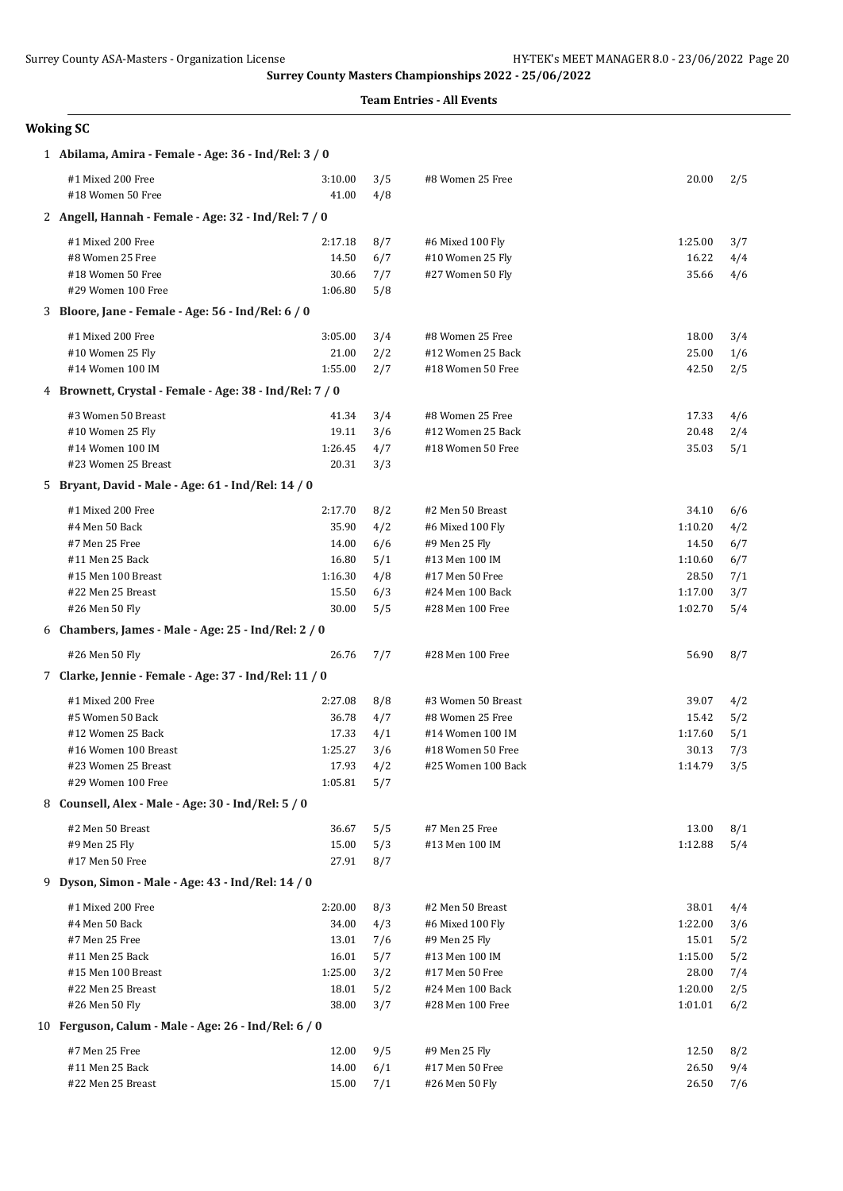Surrey County Masters Championships 2022 - 25/06/2022

**Team Entries - All Events**

## Woking SC

### 1 Abilama, Amira - Female - Age: 36 - Ind/Rel: 3 / 0

| Event | Time | Heat/Lane | Event | Time | Heat/Lane |
|---|---|---|---|---|---|
| #1 Mixed 200 Free | 3:10.00 | 3/5 | #8 Women 25 Free | 20.00 | 2/5 |
| #18 Women 50 Free | 41.00 | 4/8 | | | |

### 2 Angell, Hannah - Female - Age: 32 - Ind/Rel: 7 / 0

| Event | Time | Heat/Lane | Event | Time | Heat/Lane |
|---|---|---|---|---|---|
| #1 Mixed 200 Free | 2:17.18 | 8/7 | #6 Mixed 100 Fly | 1:25.00 | 3/7 |
| #8 Women 25 Free | 14.50 | 6/7 | #10 Women 25 Fly | 16.22 | 4/4 |
| #18 Women 50 Free | 30.66 | 7/7 | #27 Women 50 Fly | 35.66 | 4/6 |
| #29 Women 100 Free | 1:06.80 | 5/8 | | | |

### 3 Bloore, Jane - Female - Age: 56 - Ind/Rel: 6 / 0

| Event | Time | Heat/Lane | Event | Time | Heat/Lane |
|---|---|---|---|---|---|
| #1 Mixed 200 Free | 3:05.00 | 3/4 | #8 Women 25 Free | 18.00 | 3/4 |
| #10 Women 25 Fly | 21.00 | 2/2 | #12 Women 25 Back | 25.00 | 1/6 |
| #14 Women 100 IM | 1:55.00 | 2/7 | #18 Women 50 Free | 42.50 | 2/5 |

### 4 Brownett, Crystal - Female - Age: 38 - Ind/Rel: 7 / 0

| Event | Time | Heat/Lane | Event | Time | Heat/Lane |
|---|---|---|---|---|---|
| #3 Women 50 Breast | 41.34 | 3/4 | #8 Women 25 Free | 17.33 | 4/6 |
| #10 Women 25 Fly | 19.11 | 3/6 | #12 Women 25 Back | 20.48 | 2/4 |
| #14 Women 100 IM | 1:26.45 | 4/7 | #18 Women 50 Free | 35.03 | 5/1 |
| #23 Women 25 Breast | 20.31 | 3/3 | | | |

### 5 Bryant, David - Male - Age: 61 - Ind/Rel: 14 / 0

| Event | Time | Heat/Lane | Event | Time | Heat/Lane |
|---|---|---|---|---|---|
| #1 Mixed 200 Free | 2:17.70 | 8/2 | #2 Men 50 Breast | 34.10 | 6/6 |
| #4 Men 50 Back | 35.90 | 4/2 | #6 Mixed 100 Fly | 1:10.20 | 4/2 |
| #7 Men 25 Free | 14.00 | 6/6 | #9 Men 25 Fly | 14.50 | 6/7 |
| #11 Men 25 Back | 16.80 | 5/1 | #13 Men 100 IM | 1:10.60 | 6/7 |
| #15 Men 100 Breast | 1:16.30 | 4/8 | #17 Men 50 Free | 28.50 | 7/1 |
| #22 Men 25 Breast | 15.50 | 6/3 | #24 Men 100 Back | 1:17.00 | 3/7 |
| #26 Men 50 Fly | 30.00 | 5/5 | #28 Men 100 Free | 1:02.70 | 5/4 |

### 6 Chambers, James - Male - Age: 25 - Ind/Rel: 2 / 0

| Event | Time | Heat/Lane | Event | Time | Heat/Lane |
|---|---|---|---|---|---|
| #26 Men 50 Fly | 26.76 | 7/7 | #28 Men 100 Free | 56.90 | 8/7 |

### 7 Clarke, Jennie - Female - Age: 37 - Ind/Rel: 11 / 0

| Event | Time | Heat/Lane | Event | Time | Heat/Lane |
|---|---|---|---|---|---|
| #1 Mixed 200 Free | 2:27.08 | 8/8 | #3 Women 50 Breast | 39.07 | 4/2 |
| #5 Women 50 Back | 36.78 | 4/7 | #8 Women 25 Free | 15.42 | 5/2 |
| #12 Women 25 Back | 17.33 | 4/1 | #14 Women 100 IM | 1:17.60 | 5/1 |
| #16 Women 100 Breast | 1:25.27 | 3/6 | #18 Women 50 Free | 30.13 | 7/3 |
| #23 Women 25 Breast | 17.93 | 4/2 | #25 Women 100 Back | 1:14.79 | 3/5 |
| #29 Women 100 Free | 1:05.81 | 5/7 | | | |

### 8 Counsell, Alex - Male - Age: 30 - Ind/Rel: 5 / 0

| Event | Time | Heat/Lane | Event | Time | Heat/Lane |
|---|---|---|---|---|---|
| #2 Men 50 Breast | 36.67 | 5/5 | #7 Men 25 Free | 13.00 | 8/1 |
| #9 Men 25 Fly | 15.00 | 5/3 | #13 Men 100 IM | 1:12.88 | 5/4 |
| #17 Men 50 Free | 27.91 | 8/7 | | | |

### 9 Dyson, Simon - Male - Age: 43 - Ind/Rel: 14 / 0

| Event | Time | Heat/Lane | Event | Time | Heat/Lane |
|---|---|---|---|---|---|
| #1 Mixed 200 Free | 2:20.00 | 8/3 | #2 Men 50 Breast | 38.01 | 4/4 |
| #4 Men 50 Back | 34.00 | 4/3 | #6 Mixed 100 Fly | 1:22.00 | 3/6 |
| #7 Men 25 Free | 13.01 | 7/6 | #9 Men 25 Fly | 15.01 | 5/2 |
| #11 Men 25 Back | 16.01 | 5/7 | #13 Men 100 IM | 1:15.00 | 5/2 |
| #15 Men 100 Breast | 1:25.00 | 3/2 | #17 Men 50 Free | 28.00 | 7/4 |
| #22 Men 25 Breast | 18.01 | 5/2 | #24 Men 100 Back | 1:20.00 | 2/5 |
| #26 Men 50 Fly | 38.00 | 3/7 | #28 Men 100 Free | 1:01.01 | 6/2 |

### 10 Ferguson, Calum - Male - Age: 26 - Ind/Rel: 6 / 0

| Event | Time | Heat/Lane | Event | Time | Heat/Lane |
|---|---|---|---|---|---|
| #7 Men 25 Free | 12.00 | 9/5 | #9 Men 25 Fly | 12.50 | 8/2 |
| #11 Men 25 Back | 14.00 | 6/1 | #17 Men 50 Free | 26.50 | 9/4 |
| #22 Men 25 Breast | 15.00 | 7/1 | #26 Men 50 Fly | 26.50 | 7/6 |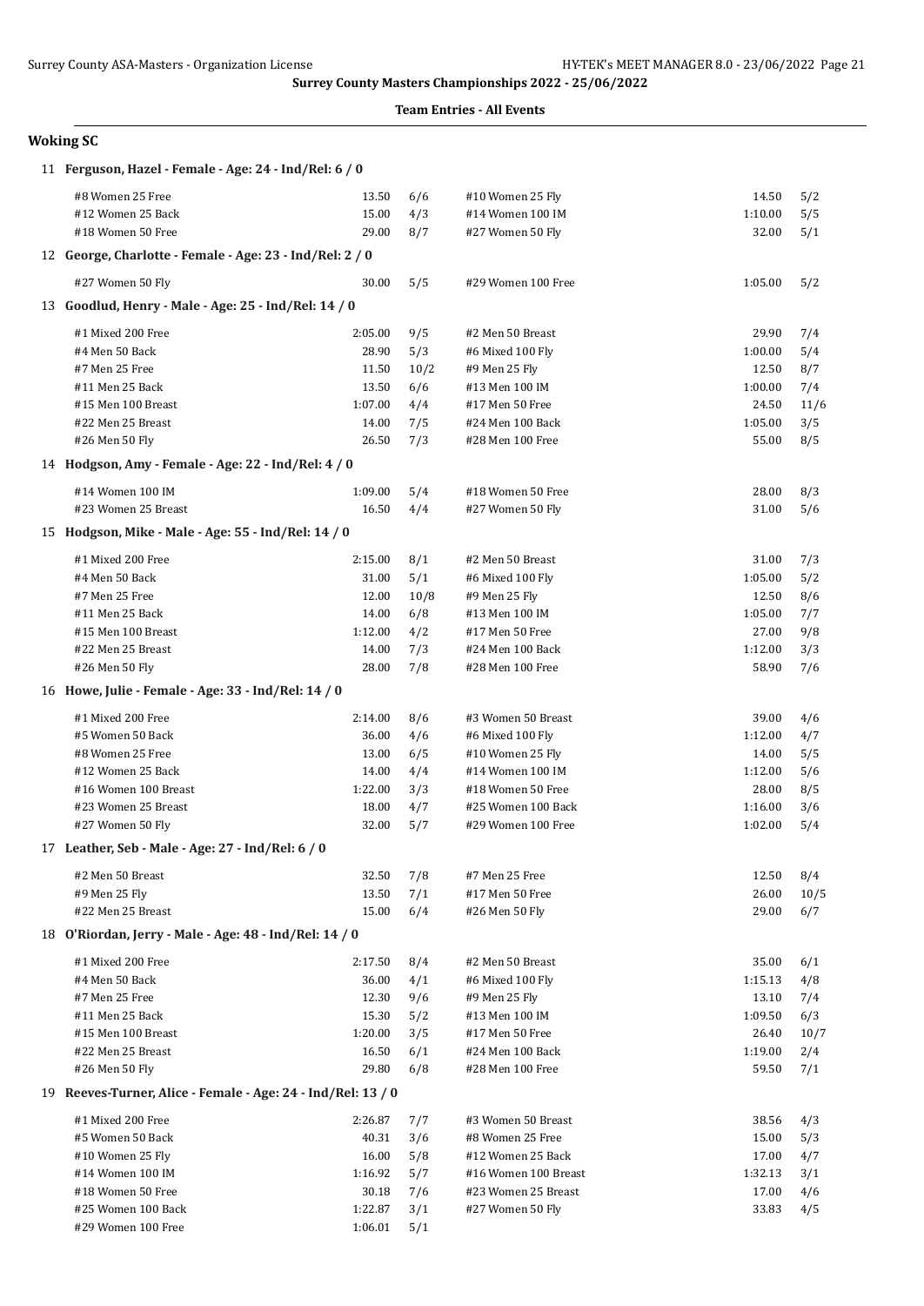**Surrey County Masters Championships 2022 - 25/06/2022**

**Team Entries - All Events**

## Woking SC

### 11 Ferguson, Hazel - Female - Age: 24 - Ind/Rel: 6 / 0

| Event | Time | Heat/Lane | Event | Time | Heat/Lane |
|---|---|---|---|---|---|
| #8 Women 25 Free | 13.50 | 6/6 | #10 Women 25 Fly | 14.50 | 5/2 |
| #12 Women 25 Back | 15.00 | 4/3 | #14 Women 100 IM | 1:10.00 | 5/5 |
| #18 Women 50 Free | 29.00 | 8/7 | #27 Women 50 Fly | 32.00 | 5/1 |

### 12 George, Charlotte - Female - Age: 23 - Ind/Rel: 2 / 0

| Event | Time | Heat/Lane | Event | Time | Heat/Lane |
|---|---|---|---|---|---|
| #27 Women 50 Fly | 30.00 | 5/5 | #29 Women 100 Free | 1:05.00 | 5/2 |

### 13 Goodlud, Henry - Male - Age: 25 - Ind/Rel: 14 / 0

| Event | Time | Heat/Lane | Event | Time | Heat/Lane |
|---|---|---|---|---|---|
| #1 Mixed 200 Free | 2:05.00 | 9/5 | #2 Men 50 Breast | 29.90 | 7/4 |
| #4 Men 50 Back | 28.90 | 5/3 | #6 Mixed 100 Fly | 1:00.00 | 5/4 |
| #7 Men 25 Free | 11.50 | 10/2 | #9 Men 25 Fly | 12.50 | 8/7 |
| #11 Men 25 Back | 13.50 | 6/6 | #13 Men 100 IM | 1:00.00 | 7/4 |
| #15 Men 100 Breast | 1:07.00 | 4/4 | #17 Men 50 Free | 24.50 | 11/6 |
| #22 Men 25 Breast | 14.00 | 7/5 | #24 Men 100 Back | 1:05.00 | 3/5 |
| #26 Men 50 Fly | 26.50 | 7/3 | #28 Men 100 Free | 55.00 | 8/5 |

### 14 Hodgson, Amy - Female - Age: 22 - Ind/Rel: 4 / 0

| Event | Time | Heat/Lane | Event | Time | Heat/Lane |
|---|---|---|---|---|---|
| #14 Women 100 IM | 1:09.00 | 5/4 | #18 Women 50 Free | 28.00 | 8/3 |
| #23 Women 25 Breast | 16.50 | 4/4 | #27 Women 50 Fly | 31.00 | 5/6 |

### 15 Hodgson, Mike - Male - Age: 55 - Ind/Rel: 14 / 0

| Event | Time | Heat/Lane | Event | Time | Heat/Lane |
|---|---|---|---|---|---|
| #1 Mixed 200 Free | 2:15.00 | 8/1 | #2 Men 50 Breast | 31.00 | 7/3 |
| #4 Men 50 Back | 31.00 | 5/1 | #6 Mixed 100 Fly | 1:05.00 | 5/2 |
| #7 Men 25 Free | 12.00 | 10/8 | #9 Men 25 Fly | 12.50 | 8/6 |
| #11 Men 25 Back | 14.00 | 6/8 | #13 Men 100 IM | 1:05.00 | 7/7 |
| #15 Men 100 Breast | 1:12.00 | 4/2 | #17 Men 50 Free | 27.00 | 9/8 |
| #22 Men 25 Breast | 14.00 | 7/3 | #24 Men 100 Back | 1:12.00 | 3/3 |
| #26 Men 50 Fly | 28.00 | 7/8 | #28 Men 100 Free | 58.90 | 7/6 |

### 16 Howe, Julie - Female - Age: 33 - Ind/Rel: 14 / 0

| Event | Time | Heat/Lane | Event | Time | Heat/Lane |
|---|---|---|---|---|---|
| #1 Mixed 200 Free | 2:14.00 | 8/6 | #3 Women 50 Breast | 39.00 | 4/6 |
| #5 Women 50 Back | 36.00 | 4/6 | #6 Mixed 100 Fly | 1:12.00 | 4/7 |
| #8 Women 25 Free | 13.00 | 6/5 | #10 Women 25 Fly | 14.00 | 5/5 |
| #12 Women 25 Back | 14.00 | 4/4 | #14 Women 100 IM | 1:12.00 | 5/6 |
| #16 Women 100 Breast | 1:22.00 | 3/3 | #18 Women 50 Free | 28.00 | 8/5 |
| #23 Women 25 Breast | 18.00 | 4/7 | #25 Women 100 Back | 1:16.00 | 3/6 |
| #27 Women 50 Fly | 32.00 | 5/7 | #29 Women 100 Free | 1:02.00 | 5/4 |

### 17 Leather, Seb - Male - Age: 27 - Ind/Rel: 6 / 0

| Event | Time | Heat/Lane | Event | Time | Heat/Lane |
|---|---|---|---|---|---|
| #2 Men 50 Breast | 32.50 | 7/8 | #7 Men 25 Free | 12.50 | 8/4 |
| #9 Men 25 Fly | 13.50 | 7/1 | #17 Men 50 Free | 26.00 | 10/5 |
| #22 Men 25 Breast | 15.00 | 6/4 | #26 Men 50 Fly | 29.00 | 6/7 |

### 18 O'Riordan, Jerry - Male - Age: 48 - Ind/Rel: 14 / 0

| Event | Time | Heat/Lane | Event | Time | Heat/Lane |
|---|---|---|---|---|---|
| #1 Mixed 200 Free | 2:17.50 | 8/4 | #2 Men 50 Breast | 35.00 | 6/1 |
| #4 Men 50 Back | 36.00 | 4/1 | #6 Mixed 100 Fly | 1:15.13 | 4/8 |
| #7 Men 25 Free | 12.30 | 9/6 | #9 Men 25 Fly | 13.10 | 7/4 |
| #11 Men 25 Back | 15.30 | 5/2 | #13 Men 100 IM | 1:09.50 | 6/3 |
| #15 Men 100 Breast | 1:20.00 | 3/5 | #17 Men 50 Free | 26.40 | 10/7 |
| #22 Men 25 Breast | 16.50 | 6/1 | #24 Men 100 Back | 1:19.00 | 2/4 |
| #26 Men 50 Fly | 29.80 | 6/8 | #28 Men 100 Free | 59.50 | 7/1 |

### 19 Reeves-Turner, Alice - Female - Age: 24 - Ind/Rel: 13 / 0

| Event | Time | Heat/Lane | Event | Time | Heat/Lane |
|---|---|---|---|---|---|
| #1 Mixed 200 Free | 2:26.87 | 7/7 | #3 Women 50 Breast | 38.56 | 4/3 |
| #5 Women 50 Back | 40.31 | 3/6 | #8 Women 25 Free | 15.00 | 5/3 |
| #10 Women 25 Fly | 16.00 | 5/8 | #12 Women 25 Back | 17.00 | 4/7 |
| #14 Women 100 IM | 1:16.92 | 5/7 | #16 Women 100 Breast | 1:32.13 | 3/1 |
| #18 Women 50 Free | 30.18 | 7/6 | #23 Women 25 Breast | 17.00 | 4/6 |
| #25 Women 100 Back | 1:22.87 | 3/1 | #27 Women 50 Fly | 33.83 | 4/5 |
| #29 Women 100 Free | 1:06.01 | 5/1 | | | |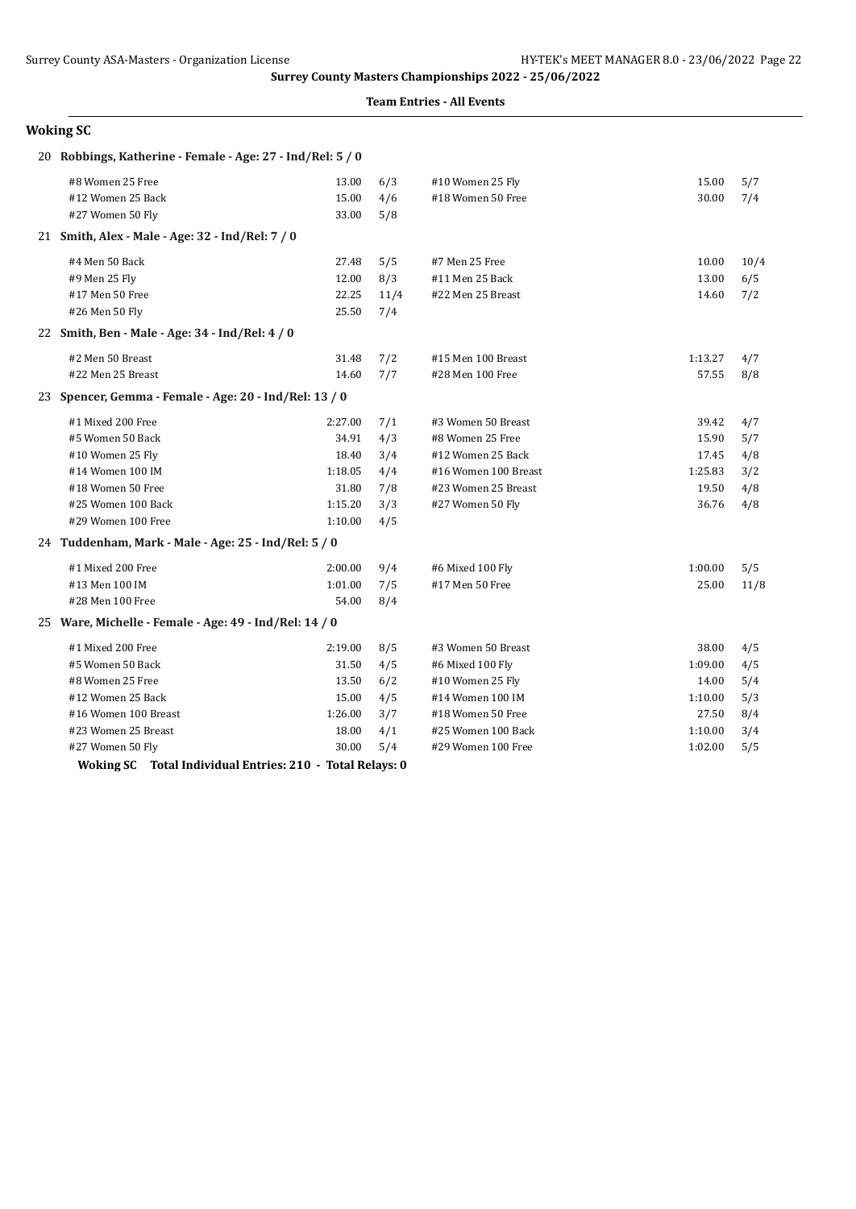**Surrey County Masters Championships 2022 - 25/06/2022**

**Team Entries - All Events**

## Woking SC

### 20 Robbings, Katherine - Female - Age: 27 - Ind/Rel: 5 / 0

| | | | | | |
|---|---|---|---|---|---|
| #8 Women 25 Free | 13.00 | 6/3 | #10 Women 25 Fly | 15.00 | 5/7 |
| #12 Women 25 Back | 15.00 | 4/6 | #18 Women 50 Free | 30.00 | 7/4 |
| #27 Women 50 Fly | 33.00 | 5/8 | | | |

### 21 Smith, Alex - Male - Age: 32 - Ind/Rel: 7 / 0

| | | | | | |
|---|---|---|---|---|---|
| #4 Men 50 Back | 27.48 | 5/5 | #7 Men 25 Free | 10.00 | 10/4 |
| #9 Men 25 Fly | 12.00 | 8/3 | #11 Men 25 Back | 13.00 | 6/5 |
| #17 Men 50 Free | 22.25 | 11/4 | #22 Men 25 Breast | 14.60 | 7/2 |
| #26 Men 50 Fly | 25.50 | 7/4 | | | |

### 22 Smith, Ben - Male - Age: 34 - Ind/Rel: 4 / 0

| | | | | | |
|---|---|---|---|---|---|
| #2 Men 50 Breast | 31.48 | 7/2 | #15 Men 100 Breast | 1:13.27 | 4/7 |
| #22 Men 25 Breast | 14.60 | 7/7 | #28 Men 100 Free | 57.55 | 8/8 |

### 23 Spencer, Gemma - Female - Age: 20 - Ind/Rel: 13 / 0

| | | | | | |
|---|---|---|---|---|---|
| #1 Mixed 200 Free | 2:27.00 | 7/1 | #3 Women 50 Breast | 39.42 | 4/7 |
| #5 Women 50 Back | 34.91 | 4/3 | #8 Women 25 Free | 15.90 | 5/7 |
| #10 Women 25 Fly | 18.40 | 3/4 | #12 Women 25 Back | 17.45 | 4/8 |
| #14 Women 100 IM | 1:18.05 | 4/4 | #16 Women 100 Breast | 1:25.83 | 3/2 |
| #18 Women 50 Free | 31.80 | 7/8 | #23 Women 25 Breast | 19.50 | 4/8 |
| #25 Women 100 Back | 1:15.20 | 3/3 | #27 Women 50 Fly | 36.76 | 4/8 |
| #29 Women 100 Free | 1:10.00 | 4/5 | | | |

### 24 Tuddenham, Mark - Male - Age: 25 - Ind/Rel: 5 / 0

| | | | | | |
|---|---|---|---|---|---|
| #1 Mixed 200 Free | 2:00.00 | 9/4 | #6 Mixed 100 Fly | 1:00.00 | 5/5 |
| #13 Men 100 IM | 1:01.00 | 7/5 | #17 Men 50 Free | 25.00 | 11/8 |
| #28 Men 100 Free | 54.00 | 8/4 | | | |

### 25 Ware, Michelle - Female - Age: 49 - Ind/Rel: 14 / 0

| | | | | | |
|---|---|---|---|---|---|
| #1 Mixed 200 Free | 2:19.00 | 8/5 | #3 Women 50 Breast | 38.00 | 4/5 |
| #5 Women 50 Back | 31.50 | 4/5 | #6 Mixed 100 Fly | 1:09.00 | 4/5 |
| #8 Women 25 Free | 13.50 | 6/2 | #10 Women 25 Fly | 14.00 | 5/4 |
| #12 Women 25 Back | 15.00 | 4/5 | #14 Women 100 IM | 1:10.00 | 5/3 |
| #16 Women 100 Breast | 1:26.00 | 3/7 | #18 Women 50 Free | 27.50 | 8/4 |
| #23 Women 25 Breast | 18.00 | 4/1 | #25 Women 100 Back | 1:10.00 | 3/4 |
| #27 Women 50 Fly | 30.00 | 5/4 | #29 Women 100 Free | 1:02.00 | 5/5 |

**Woking SC Total Individual Entries: 210 - Total Relays: 0**